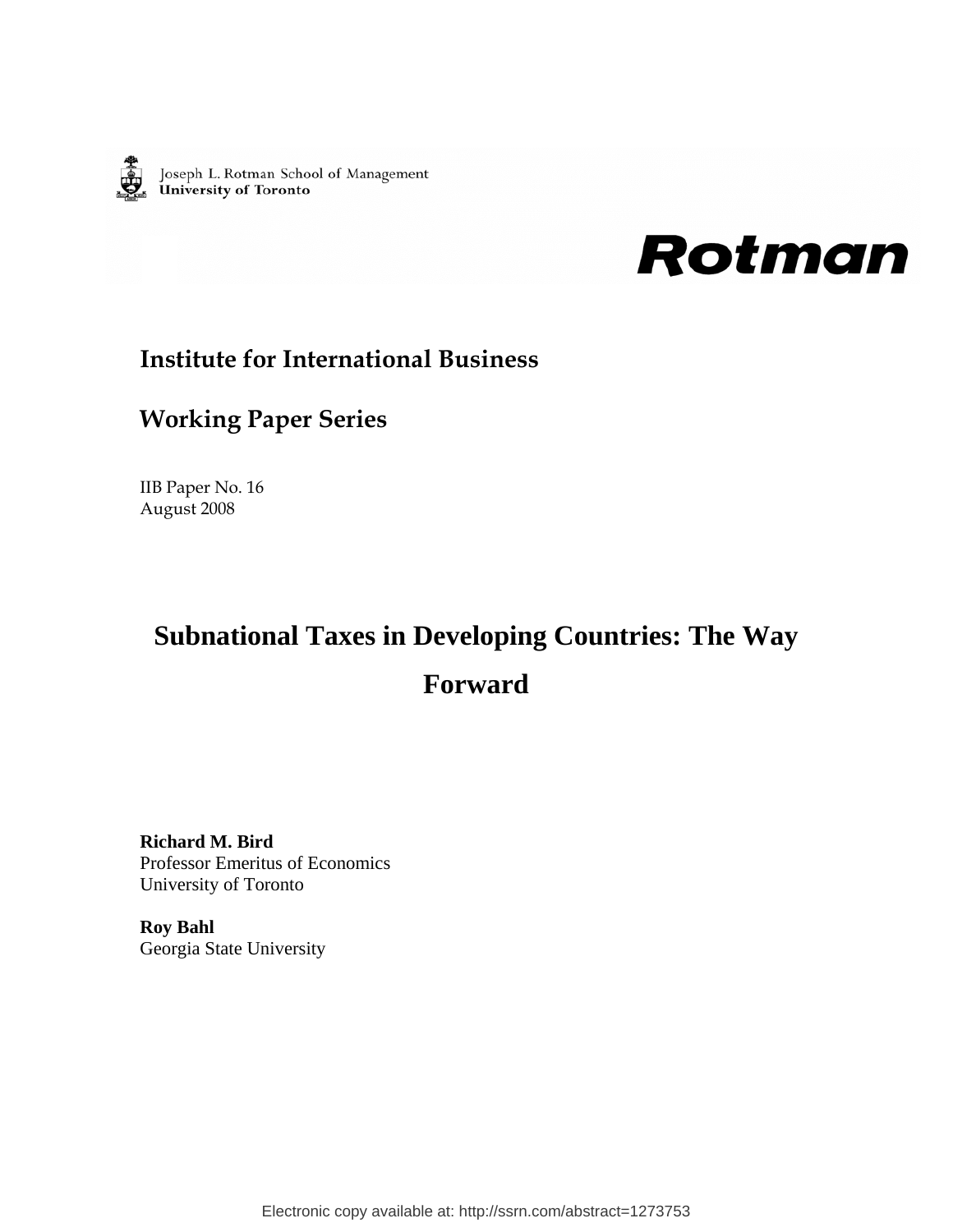Joseph L. Rotman School of Management
**University of Toronto**

**Rotman**

## Institute for International Business

## Working Paper Series

IIB Paper No. 16
August 2008

# Subnational Taxes in Developing Countries: The Way Forward

**Richard M. Bird**
Professor Emeritus of Economics
University of Toronto

**Roy Bahl**
Georgia State University

Electronic copy available at: http://ssrn.com/abstract=1273753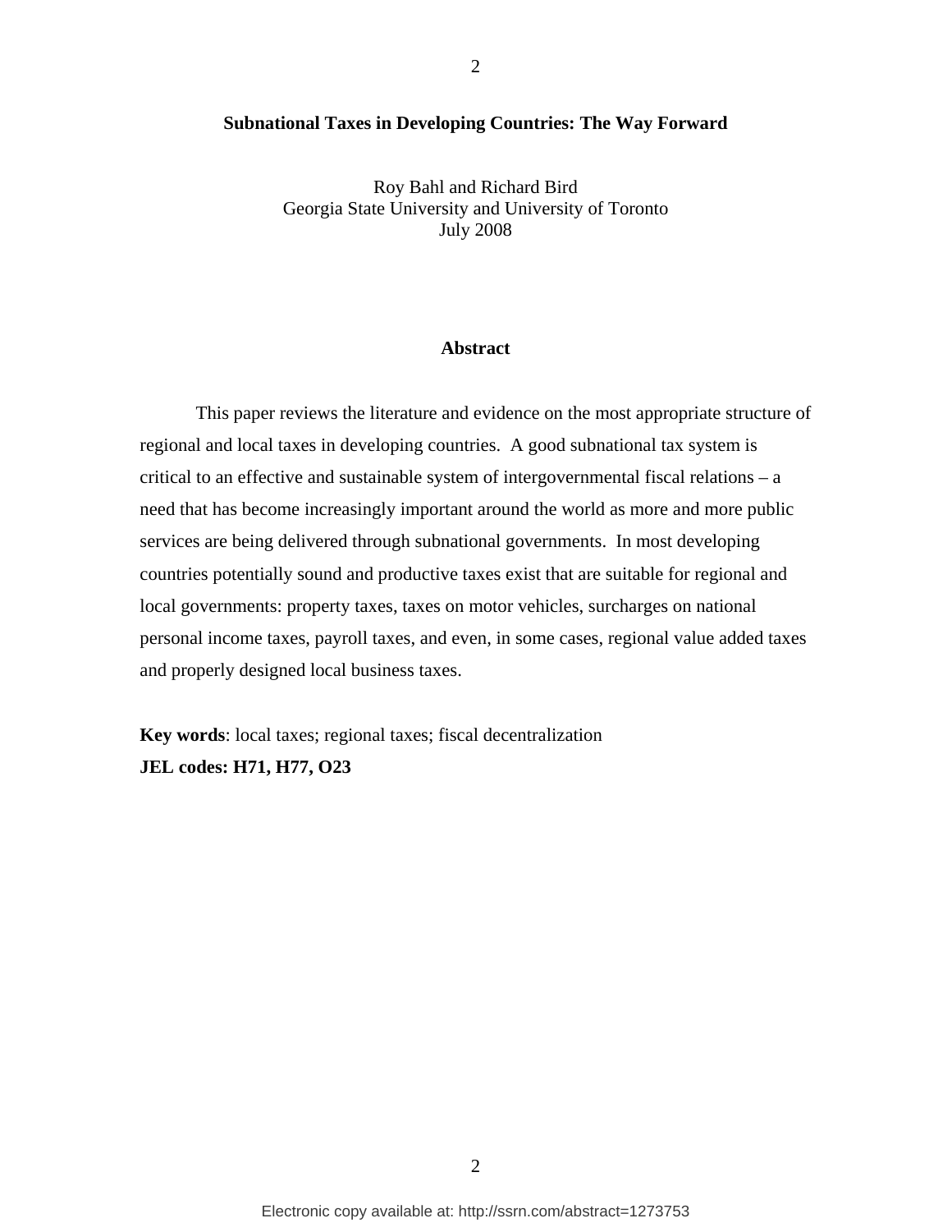# Subnational Taxes in Developing Countries: The Way Forward

Roy Bahl and Richard Bird
Georgia State University and University of Toronto
July 2008

## Abstract

This paper reviews the literature and evidence on the most appropriate structure of regional and local taxes in developing countries. A good subnational tax system is critical to an effective and sustainable system of intergovernmental fiscal relations – a need that has become increasingly important around the world as more and more public services are being delivered through subnational governments. In most developing countries potentially sound and productive taxes exist that are suitable for regional and local governments: property taxes, taxes on motor vehicles, surcharges on national personal income taxes, payroll taxes, and even, in some cases, regional value added taxes and properly designed local business taxes.

**Key words**: local taxes; regional taxes; fiscal decentralization

**JEL codes: H71, H77, O23**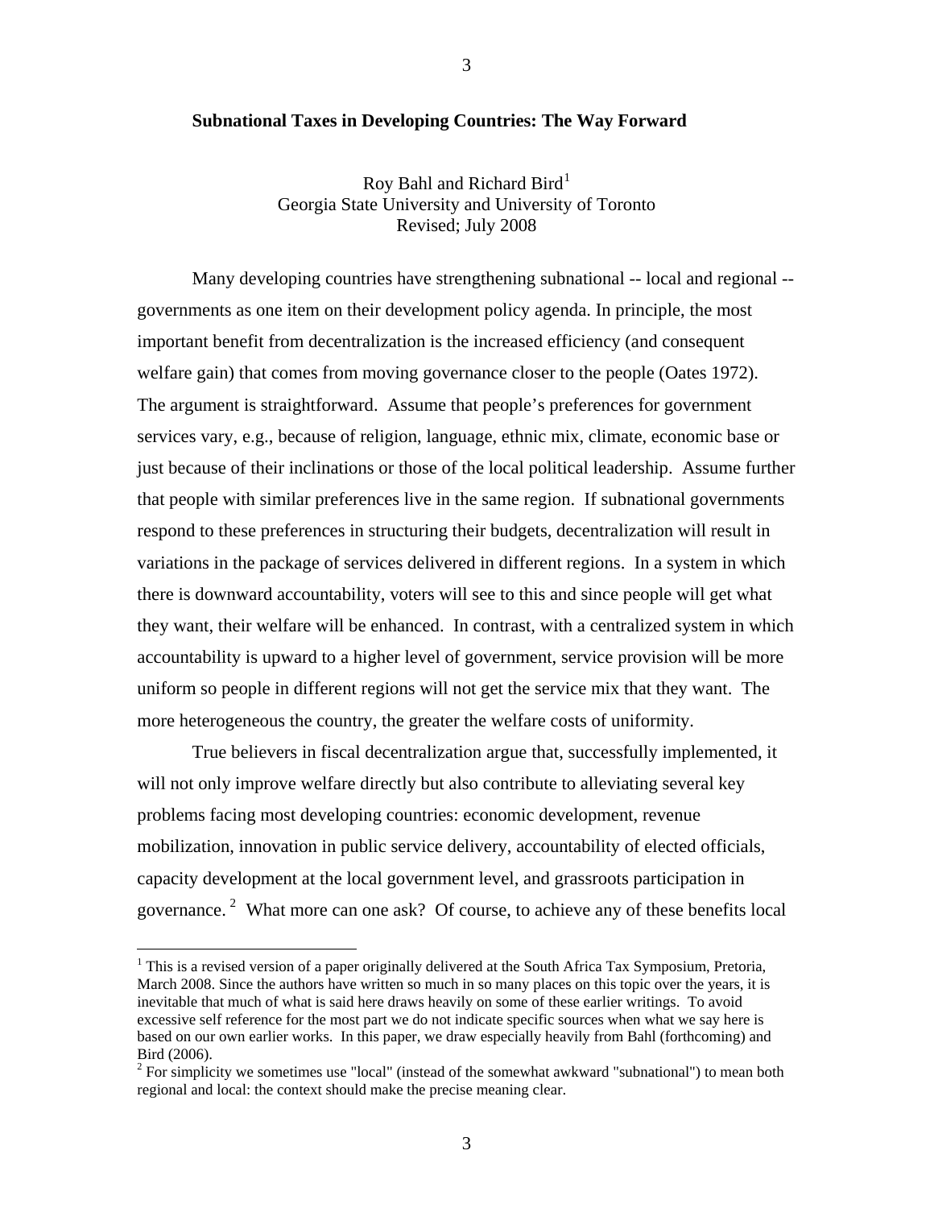# Subnational Taxes in Developing Countries: The Way Forward

Roy Bahl and Richard Bird[1]
Georgia State University and University of Toronto
Revised; July 2008

Many developing countries have strengthening subnational -- local and regional -- governments as one item on their development policy agenda. In principle, the most important benefit from decentralization is the increased efficiency (and consequent welfare gain) that comes from moving governance closer to the people (Oates 1972). The argument is straightforward. Assume that people's preferences for government services vary, e.g., because of religion, language, ethnic mix, climate, economic base or just because of their inclinations or those of the local political leadership. Assume further that people with similar preferences live in the same region. If subnational governments respond to these preferences in structuring their budgets, decentralization will result in variations in the package of services delivered in different regions. In a system in which there is downward accountability, voters will see to this and since people will get what they want, their welfare will be enhanced. In contrast, with a centralized system in which accountability is upward to a higher level of government, service provision will be more uniform so people in different regions will not get the service mix that they want. The more heterogeneous the country, the greater the welfare costs of uniformity.

True believers in fiscal decentralization argue that, successfully implemented, it will not only improve welfare directly but also contribute to alleviating several key problems facing most developing countries: economic development, revenue mobilization, innovation in public service delivery, accountability of elected officials, capacity development at the local government level, and grassroots participation in governance.[2] What more can one ask? Of course, to achieve any of these benefits local

---

[1] This is a revised version of a paper originally delivered at the South Africa Tax Symposium, Pretoria, March 2008. Since the authors have written so much in so many places on this topic over the years, it is inevitable that much of what is said here draws heavily on some of these earlier writings. To avoid excessive self reference for the most part we do not indicate specific sources when what we say here is based on our own earlier works. In this paper, we draw especially heavily from Bahl (forthcoming) and Bird (2006).

[2] For simplicity we sometimes use "local" (instead of the somewhat awkward "subnational") to mean both regional and local: the context should make the precise meaning clear.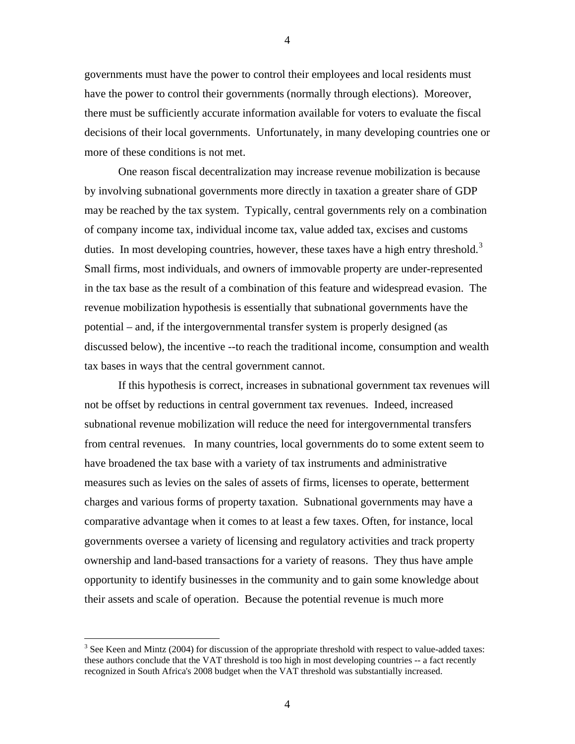governments must have the power to control their employees and local residents must have the power to control their governments (normally through elections). Moreover, there must be sufficiently accurate information available for voters to evaluate the fiscal decisions of their local governments. Unfortunately, in many developing countries one or more of these conditions is not met.

One reason fiscal decentralization may increase revenue mobilization is because by involving subnational governments more directly in taxation a greater share of GDP may be reached by the tax system. Typically, central governments rely on a combination of company income tax, individual income tax, value added tax, excises and customs duties. In most developing countries, however, these taxes have a high entry threshold.[3] Small firms, most individuals, and owners of immovable property are under-represented in the tax base as the result of a combination of this feature and widespread evasion. The revenue mobilization hypothesis is essentially that subnational governments have the potential – and, if the intergovernmental transfer system is properly designed (as discussed below), the incentive --to reach the traditional income, consumption and wealth tax bases in ways that the central government cannot.

If this hypothesis is correct, increases in subnational government tax revenues will not be offset by reductions in central government tax revenues. Indeed, increased subnational revenue mobilization will reduce the need for intergovernmental transfers from central revenues. In many countries, local governments do to some extent seem to have broadened the tax base with a variety of tax instruments and administrative measures such as levies on the sales of assets of firms, licenses to operate, betterment charges and various forms of property taxation. Subnational governments may have a comparative advantage when it comes to at least a few taxes. Often, for instance, local governments oversee a variety of licensing and regulatory activities and track property ownership and land-based transactions for a variety of reasons. They thus have ample opportunity to identify businesses in the community and to gain some knowledge about their assets and scale of operation. Because the potential revenue is much more

[3] See Keen and Mintz (2004) for discussion of the appropriate threshold with respect to value-added taxes: these authors conclude that the VAT threshold is too high in most developing countries -- a fact recently recognized in South Africa's 2008 budget when the VAT threshold was substantially increased.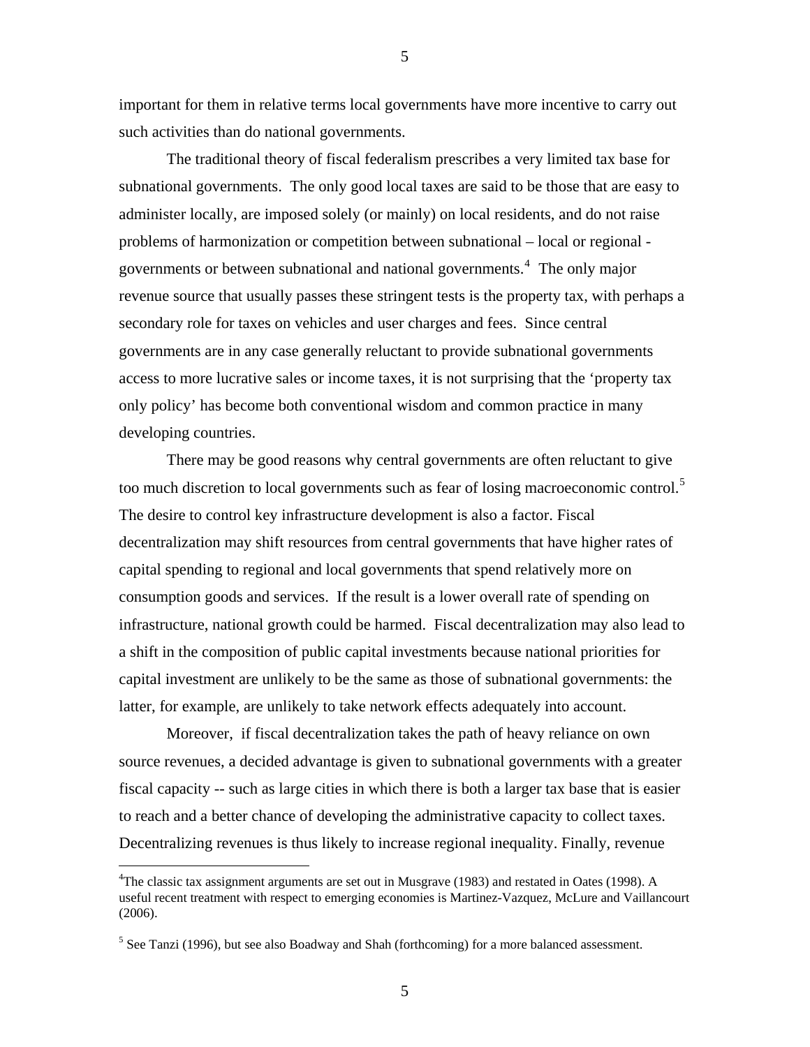important for them in relative terms local governments have more incentive to carry out such activities than do national governments.

The traditional theory of fiscal federalism prescribes a very limited tax base for subnational governments. The only good local taxes are said to be those that are easy to administer locally, are imposed solely (or mainly) on local residents, and do not raise problems of harmonization or competition between subnational – local or regional - governments or between subnational and national governments.[4] The only major revenue source that usually passes these stringent tests is the property tax, with perhaps a secondary role for taxes on vehicles and user charges and fees. Since central governments are in any case generally reluctant to provide subnational governments access to more lucrative sales or income taxes, it is not surprising that the 'property tax only policy' has become both conventional wisdom and common practice in many developing countries.

There may be good reasons why central governments are often reluctant to give too much discretion to local governments such as fear of losing macroeconomic control.[5] The desire to control key infrastructure development is also a factor. Fiscal decentralization may shift resources from central governments that have higher rates of capital spending to regional and local governments that spend relatively more on consumption goods and services. If the result is a lower overall rate of spending on infrastructure, national growth could be harmed. Fiscal decentralization may also lead to a shift in the composition of public capital investments because national priorities for capital investment are unlikely to be the same as those of subnational governments: the latter, for example, are unlikely to take network effects adequately into account.

Moreover, if fiscal decentralization takes the path of heavy reliance on own source revenues, a decided advantage is given to subnational governments with a greater fiscal capacity -- such as large cities in which there is both a larger tax base that is easier to reach and a better chance of developing the administrative capacity to collect taxes. Decentralizing revenues is thus likely to increase regional inequality. Finally, revenue

---

[4]The classic tax assignment arguments are set out in Musgrave (1983) and restated in Oates (1998). A useful recent treatment with respect to emerging economies is Martinez-Vazquez, McLure and Vaillancourt (2006).

[5] See Tanzi (1996), but see also Boadway and Shah (forthcoming) for a more balanced assessment.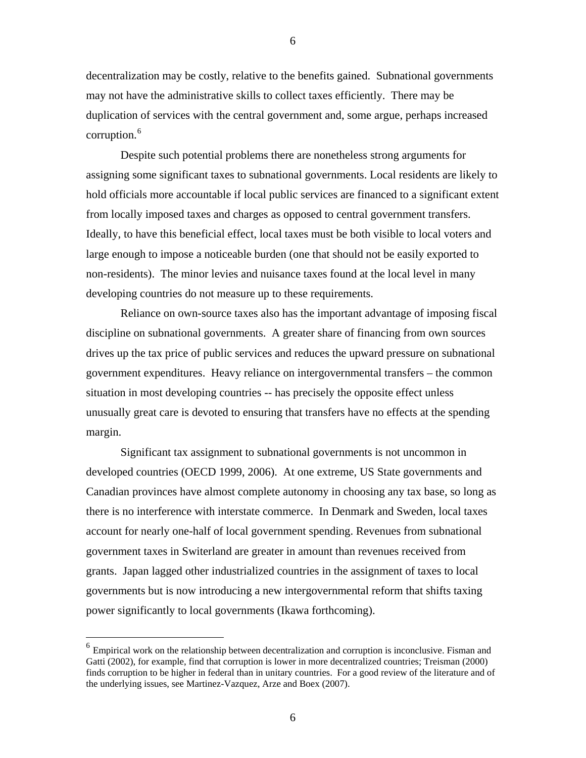decentralization may be costly, relative to the benefits gained. Subnational governments may not have the administrative skills to collect taxes efficiently. There may be duplication of services with the central government and, some argue, perhaps increased corruption.[6]

Despite such potential problems there are nonetheless strong arguments for assigning some significant taxes to subnational governments. Local residents are likely to hold officials more accountable if local public services are financed to a significant extent from locally imposed taxes and charges as opposed to central government transfers. Ideally, to have this beneficial effect, local taxes must be both visible to local voters and large enough to impose a noticeable burden (one that should not be easily exported to non-residents). The minor levies and nuisance taxes found at the local level in many developing countries do not measure up to these requirements.

Reliance on own-source taxes also has the important advantage of imposing fiscal discipline on subnational governments. A greater share of financing from own sources drives up the tax price of public services and reduces the upward pressure on subnational government expenditures. Heavy reliance on intergovernmental transfers – the common situation in most developing countries -- has precisely the opposite effect unless unusually great care is devoted to ensuring that transfers have no effects at the spending margin.

Significant tax assignment to subnational governments is not uncommon in developed countries (OECD 1999, 2006). At one extreme, US State governments and Canadian provinces have almost complete autonomy in choosing any tax base, so long as there is no interference with interstate commerce. In Denmark and Sweden, local taxes account for nearly one-half of local government spending. Revenues from subnational government taxes in Switerland are greater in amount than revenues received from grants. Japan lagged other industrialized countries in the assignment of taxes to local governments but is now introducing a new intergovernmental reform that shifts taxing power significantly to local governments (Ikawa forthcoming).

---

[6] Empirical work on the relationship between decentralization and corruption is inconclusive. Fisman and Gatti (2002), for example, find that corruption is lower in more decentralized countries; Treisman (2000) finds corruption to be higher in federal than in unitary countries. For a good review of the literature and of the underlying issues, see Martinez-Vazquez, Arze and Boex (2007).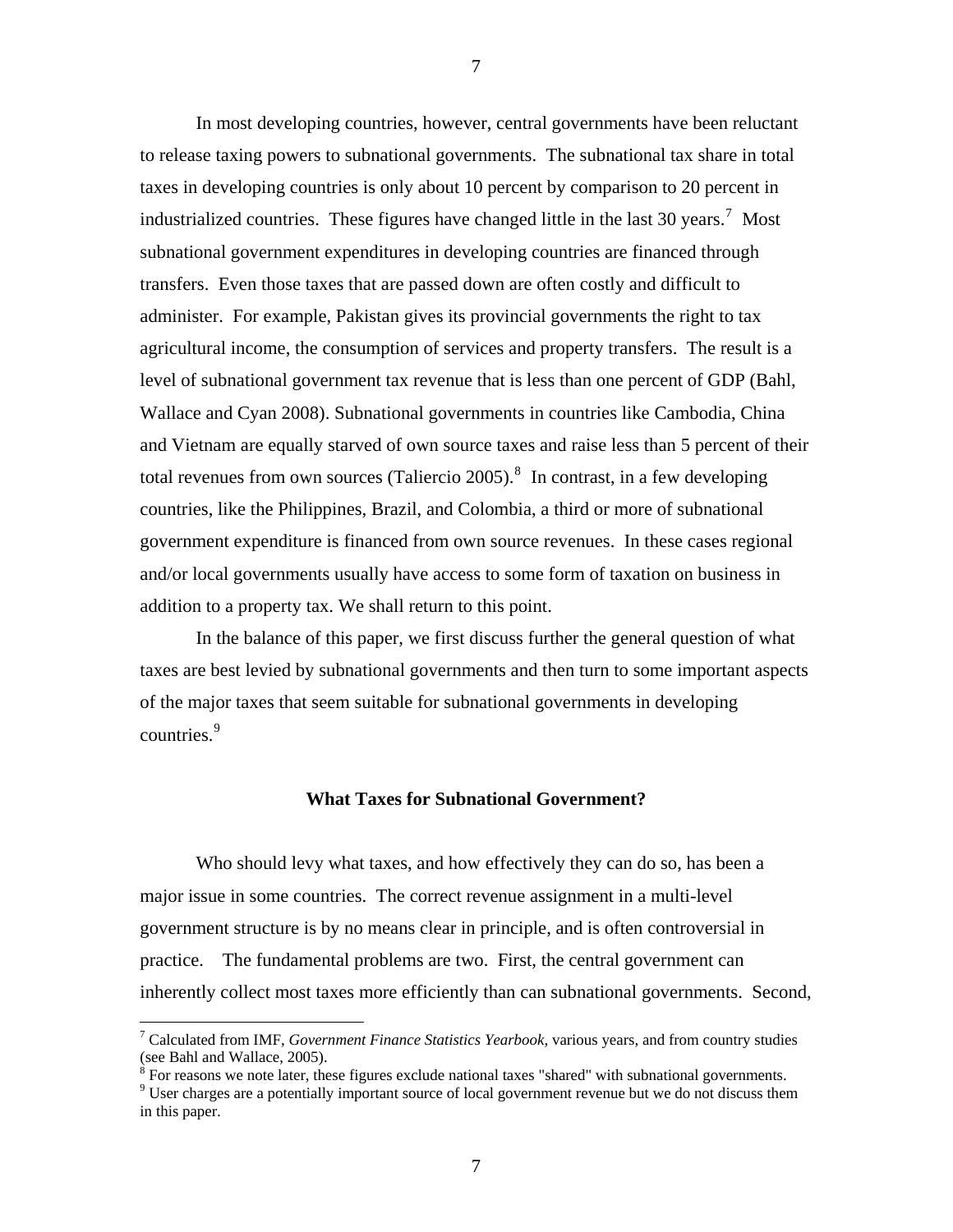In most developing countries, however, central governments have been reluctant to release taxing powers to subnational governments. The subnational tax share in total taxes in developing countries is only about 10 percent by comparison to 20 percent in industrialized countries. These figures have changed little in the last 30 years.[7] Most subnational government expenditures in developing countries are financed through transfers. Even those taxes that are passed down are often costly and difficult to administer. For example, Pakistan gives its provincial governments the right to tax agricultural income, the consumption of services and property transfers. The result is a level of subnational government tax revenue that is less than one percent of GDP (Bahl, Wallace and Cyan 2008). Subnational governments in countries like Cambodia, China and Vietnam are equally starved of own source taxes and raise less than 5 percent of their total revenues from own sources (Taliercio 2005).[8] In contrast, in a few developing countries, like the Philippines, Brazil, and Colombia, a third or more of subnational government expenditure is financed from own source revenues. In these cases regional and/or local governments usually have access to some form of taxation on business in addition to a property tax. We shall return to this point.

In the balance of this paper, we first discuss further the general question of what taxes are best levied by subnational governments and then turn to some important aspects of the major taxes that seem suitable for subnational governments in developing countries.[9]

## What Taxes for Subnational Government?

Who should levy what taxes, and how effectively they can do so, has been a major issue in some countries. The correct revenue assignment in a multi-level government structure is by no means clear in principle, and is often controversial in practice. The fundamental problems are two. First, the central government can inherently collect most taxes more efficiently than can subnational governments. Second,

---

[7] Calculated from IMF, *Government Finance Statistics Yearbook*, various years, and from country studies (see Bahl and Wallace, 2005).

[8] For reasons we note later, these figures exclude national taxes "shared" with subnational governments.

[9] User charges are a potentially important source of local government revenue but we do not discuss them in this paper.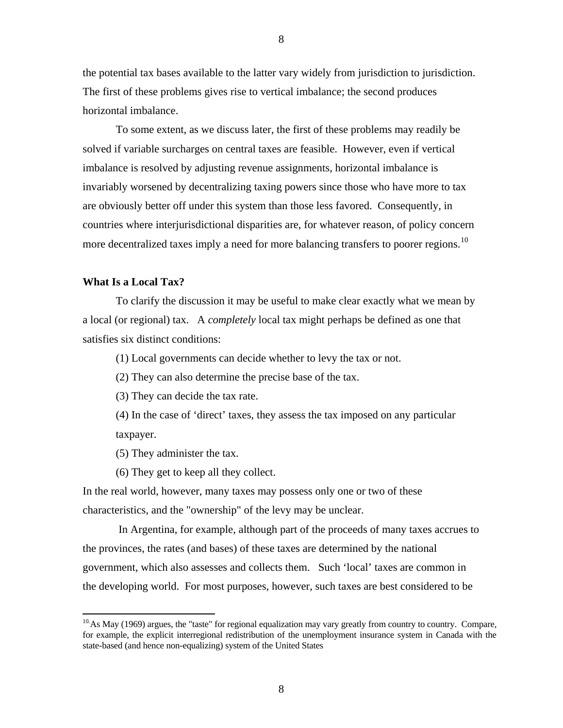the potential tax bases available to the latter vary widely from jurisdiction to jurisdiction. The first of these problems gives rise to vertical imbalance; the second produces horizontal imbalance.

To some extent, as we discuss later, the first of these problems may readily be solved if variable surcharges on central taxes are feasible. However, even if vertical imbalance is resolved by adjusting revenue assignments, horizontal imbalance is invariably worsened by decentralizing taxing powers since those who have more to tax are obviously better off under this system than those less favored. Consequently, in countries where interjurisdictional disparities are, for whatever reason, of policy concern more decentralized taxes imply a need for more balancing transfers to poorer regions.[10]

**What Is a Local Tax?**

To clarify the discussion it may be useful to make clear exactly what we mean by a local (or regional) tax. A *completely* local tax might perhaps be defined as one that satisfies six distinct conditions:

(1) Local governments can decide whether to levy the tax or not.

(2) They can also determine the precise base of the tax.

(3) They can decide the tax rate.

(4) In the case of 'direct' taxes, they assess the tax imposed on any particular taxpayer.

(5) They administer the tax.

(6) They get to keep all they collect.

In the real world, however, many taxes may possess only one or two of these characteristics, and the "ownership" of the levy may be unclear.

In Argentina, for example, although part of the proceeds of many taxes accrues to the provinces, the rates (and bases) of these taxes are determined by the national government, which also assesses and collects them. Such 'local' taxes are common in the developing world. For most purposes, however, such taxes are best considered to be

[10] As May (1969) argues, the "taste" for regional equalization may vary greatly from country to country. Compare, for example, the explicit interregional redistribution of the unemployment insurance system in Canada with the state-based (and hence non-equalizing) system of the United States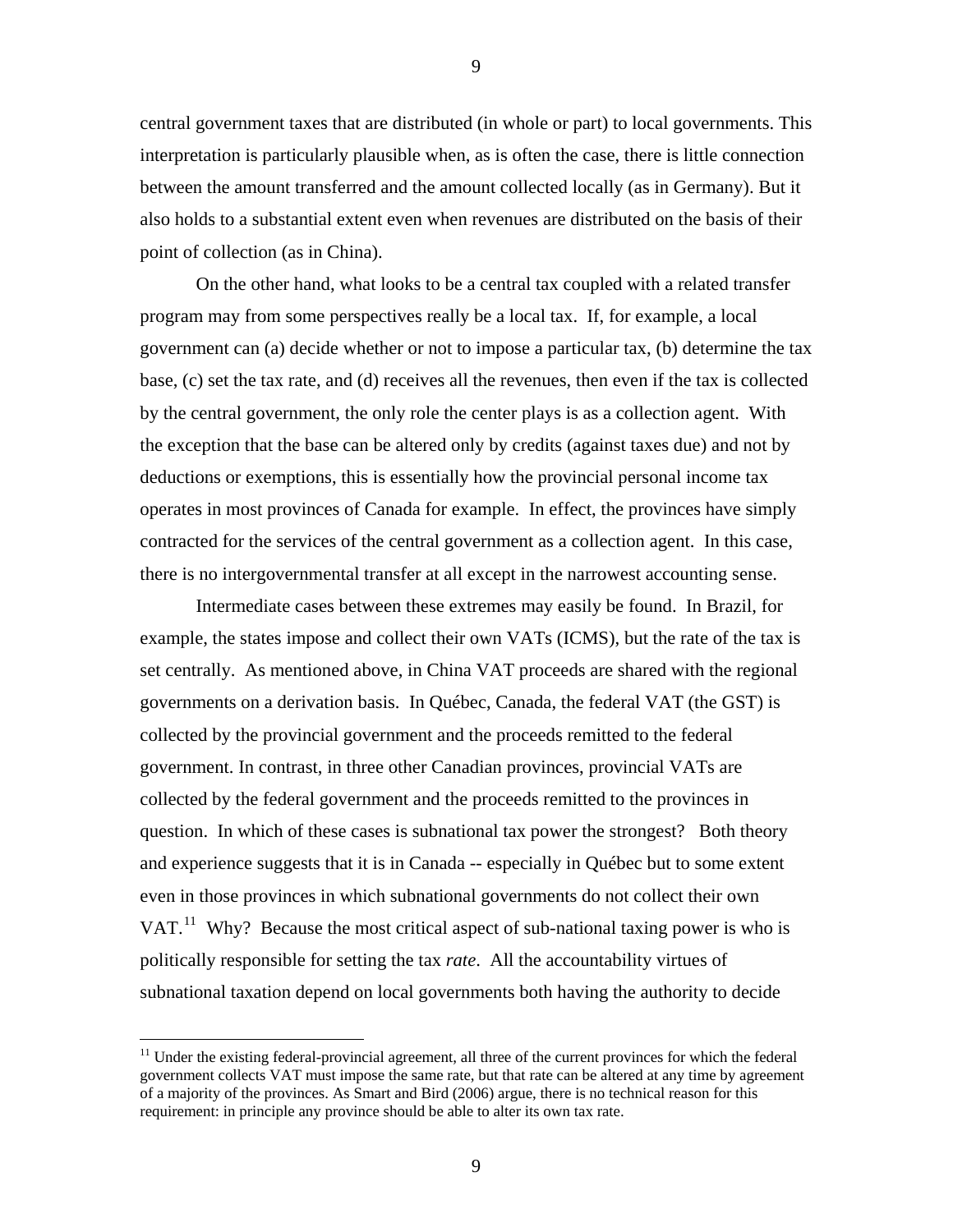central government taxes that are distributed (in whole or part) to local governments. This interpretation is particularly plausible when, as is often the case, there is little connection between the amount transferred and the amount collected locally (as in Germany). But it also holds to a substantial extent even when revenues are distributed on the basis of their point of collection (as in China).

On the other hand, what looks to be a central tax coupled with a related transfer program may from some perspectives really be a local tax. If, for example, a local government can (a) decide whether or not to impose a particular tax, (b) determine the tax base, (c) set the tax rate, and (d) receives all the revenues, then even if the tax is collected by the central government, the only role the center plays is as a collection agent. With the exception that the base can be altered only by credits (against taxes due) and not by deductions or exemptions, this is essentially how the provincial personal income tax operates in most provinces of Canada for example. In effect, the provinces have simply contracted for the services of the central government as a collection agent. In this case, there is no intergovernmental transfer at all except in the narrowest accounting sense.

Intermediate cases between these extremes may easily be found. In Brazil, for example, the states impose and collect their own VATs (ICMS), but the rate of the tax is set centrally. As mentioned above, in China VAT proceeds are shared with the regional governments on a derivation basis. In Québec, Canada, the federal VAT (the GST) is collected by the provincial government and the proceeds remitted to the federal government. In contrast, in three other Canadian provinces, provincial VATs are collected by the federal government and the proceeds remitted to the provinces in question. In which of these cases is subnational tax power the strongest? Both theory and experience suggests that it is in Canada -- especially in Québec but to some extent even in those provinces in which subnational governments do not collect their own VAT.[11] Why? Because the most critical aspect of sub-national taxing power is who is politically responsible for setting the tax *rate*. All the accountability virtues of subnational taxation depend on local governments both having the authority to decide

[11] Under the existing federal-provincial agreement, all three of the current provinces for which the federal government collects VAT must impose the same rate, but that rate can be altered at any time by agreement of a majority of the provinces. As Smart and Bird (2006) argue, there is no technical reason for this requirement: in principle any province should be able to alter its own tax rate.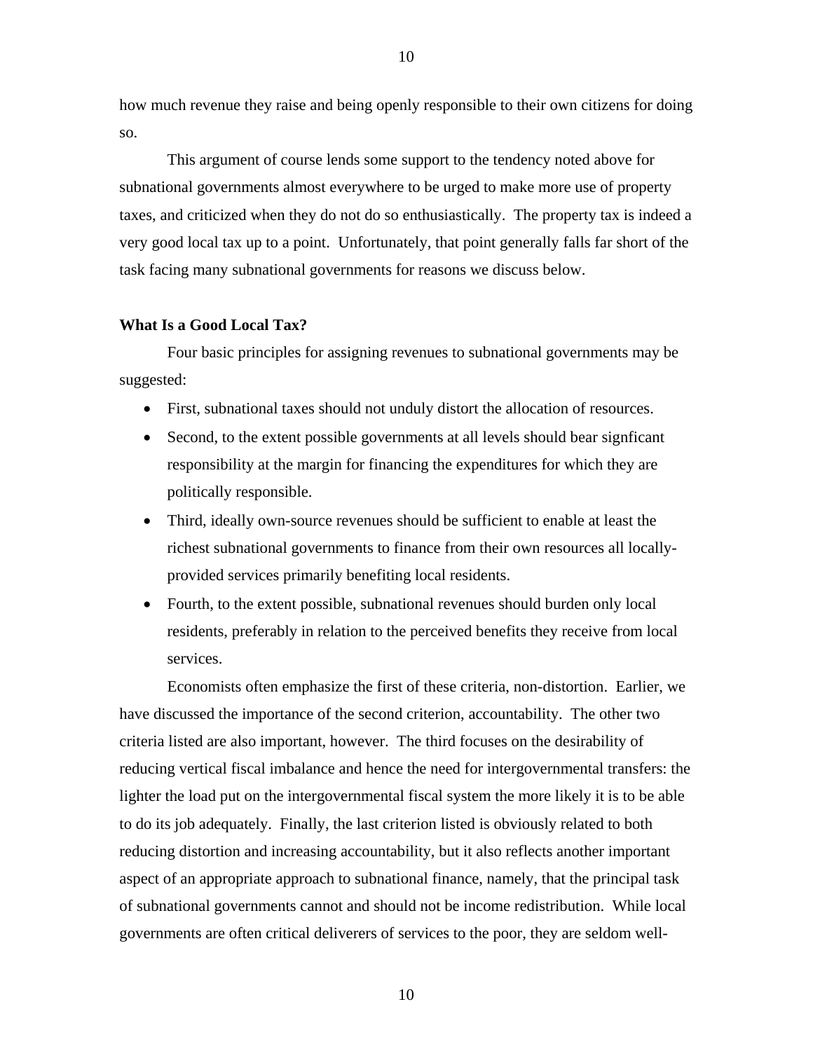how much revenue they raise and being openly responsible to their own citizens for doing so.

This argument of course lends some support to the tendency noted above for subnational governments almost everywhere to be urged to make more use of property taxes, and criticized when they do not do so enthusiastically. The property tax is indeed a very good local tax up to a point. Unfortunately, that point generally falls far short of the task facing many subnational governments for reasons we discuss below.

**What Is a Good Local Tax?**

Four basic principles for assigning revenues to subnational governments may be suggested:

- First, subnational taxes should not unduly distort the allocation of resources.
- Second, to the extent possible governments at all levels should bear signficant responsibility at the margin for financing the expenditures for which they are politically responsible.
- Third, ideally own-source revenues should be sufficient to enable at least the richest subnational governments to finance from their own resources all locally-provided services primarily benefiting local residents.
- Fourth, to the extent possible, subnational revenues should burden only local residents, preferably in relation to the perceived benefits they receive from local services.

Economists often emphasize the first of these criteria, non-distortion. Earlier, we have discussed the importance of the second criterion, accountability. The other two criteria listed are also important, however. The third focuses on the desirability of reducing vertical fiscal imbalance and hence the need for intergovernmental transfers: the lighter the load put on the intergovernmental fiscal system the more likely it is to be able to do its job adequately. Finally, the last criterion listed is obviously related to both reducing distortion and increasing accountability, but it also reflects another important aspect of an appropriate approach to subnational finance, namely, that the principal task of subnational governments cannot and should not be income redistribution. While local governments are often critical deliverers of services to the poor, they are seldom well-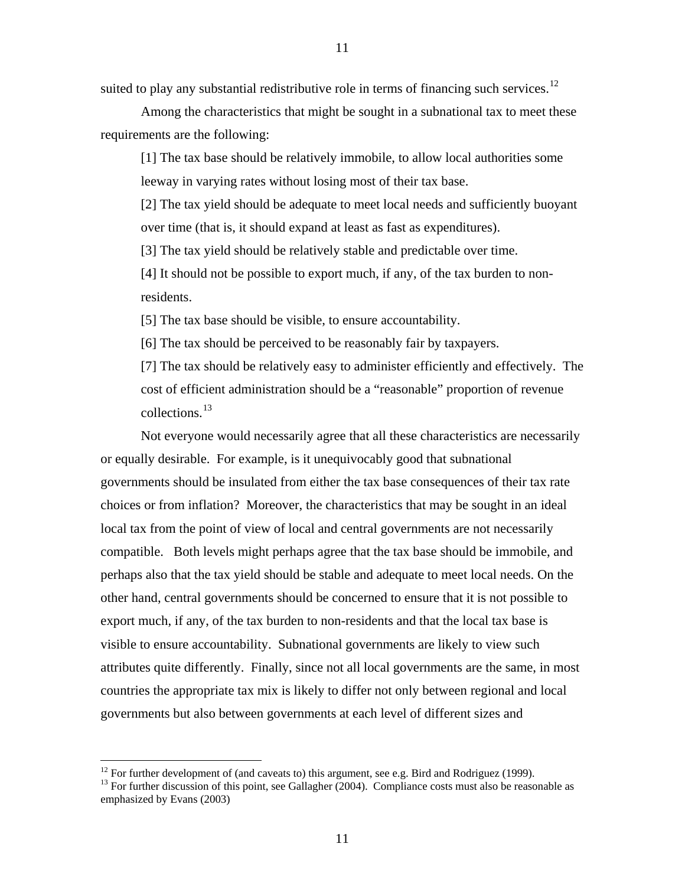suited to play any substantial redistributive role in terms of financing such services.[12]

Among the characteristics that might be sought in a subnational tax to meet these requirements are the following:

> [1] The tax base should be relatively immobile, to allow local authorities some leeway in varying rates without losing most of their tax base.
>
> [2] The tax yield should be adequate to meet local needs and sufficiently buoyant over time (that is, it should expand at least as fast as expenditures).
>
> [3] The tax yield should be relatively stable and predictable over time.
>
> [4] It should not be possible to export much, if any, of the tax burden to non-residents.
>
> [5] The tax base should be visible, to ensure accountability.
>
> [6] The tax should be perceived to be reasonably fair by taxpayers.
>
> [7] The tax should be relatively easy to administer efficiently and effectively. The cost of efficient administration should be a "reasonable" proportion of revenue collections.[13]

Not everyone would necessarily agree that all these characteristics are necessarily or equally desirable. For example, is it unequivocably good that subnational governments should be insulated from either the tax base consequences of their tax rate choices or from inflation? Moreover, the characteristics that may be sought in an ideal local tax from the point of view of local and central governments are not necessarily compatible. Both levels might perhaps agree that the tax base should be immobile, and perhaps also that the tax yield should be stable and adequate to meet local needs. On the other hand, central governments should be concerned to ensure that it is not possible to export much, if any, of the tax burden to non-residents and that the local tax base is visible to ensure accountability. Subnational governments are likely to view such attributes quite differently. Finally, since not all local governments are the same, in most countries the appropriate tax mix is likely to differ not only between regional and local governments but also between governments at each level of different sizes and

---

[12] For further development of (and caveats to) this argument, see e.g. Bird and Rodriguez (1999).

[13] For further discussion of this point, see Gallagher (2004). Compliance costs must also be reasonable as emphasized by Evans (2003)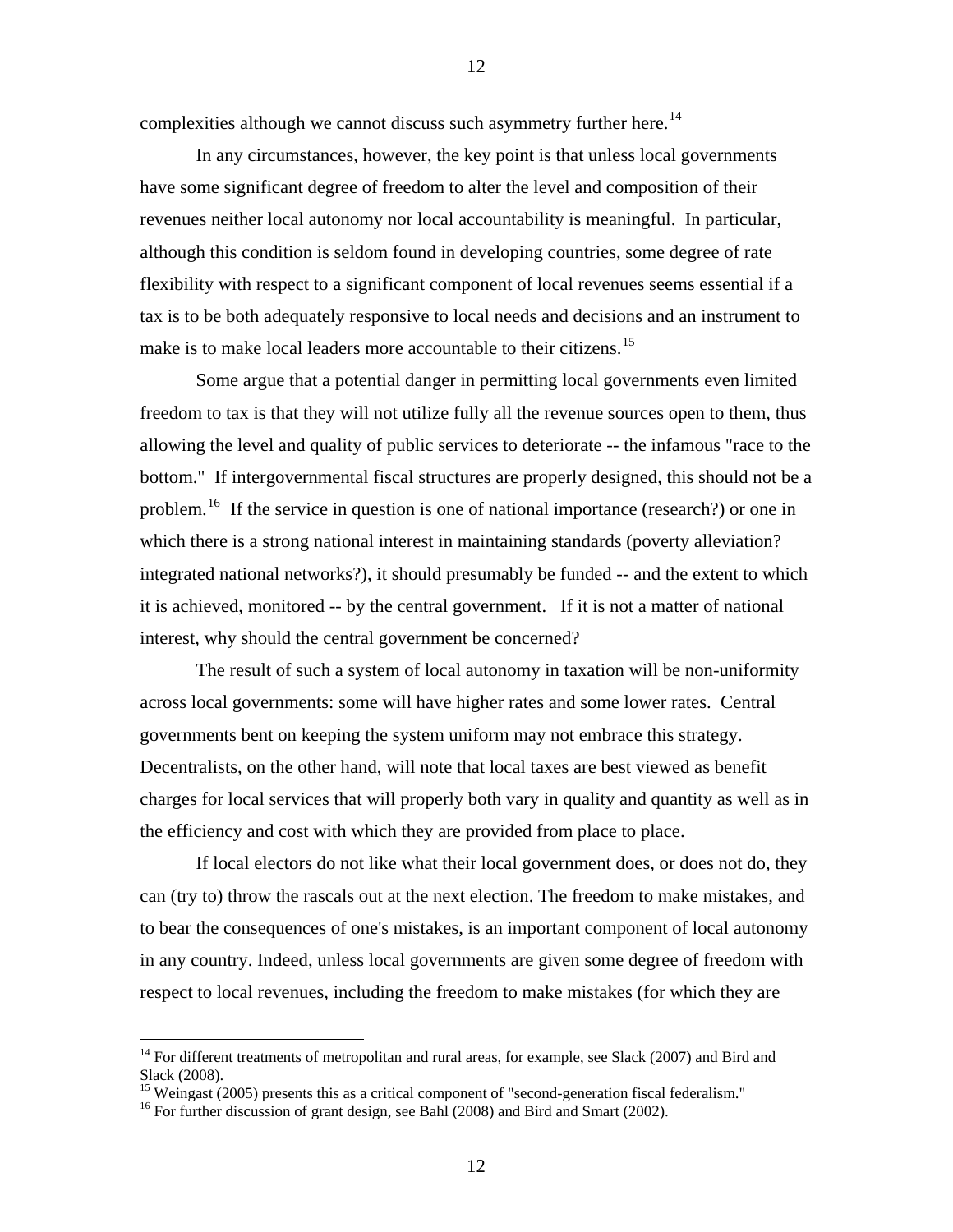complexities although we cannot discuss such asymmetry further here.[14]

In any circumstances, however, the key point is that unless local governments have some significant degree of freedom to alter the level and composition of their revenues neither local autonomy nor local accountability is meaningful. In particular, although this condition is seldom found in developing countries, some degree of rate flexibility with respect to a significant component of local revenues seems essential if a tax is to be both adequately responsive to local needs and decisions and an instrument to make is to make local leaders more accountable to their citizens.[15]

Some argue that a potential danger in permitting local governments even limited freedom to tax is that they will not utilize fully all the revenue sources open to them, thus allowing the level and quality of public services to deteriorate -- the infamous "race to the bottom." If intergovernmental fiscal structures are properly designed, this should not be a problem.[16] If the service in question is one of national importance (research?) or one in which there is a strong national interest in maintaining standards (poverty alleviation? integrated national networks?), it should presumably be funded -- and the extent to which it is achieved, monitored -- by the central government. If it is not a matter of national interest, why should the central government be concerned?

The result of such a system of local autonomy in taxation will be non-uniformity across local governments: some will have higher rates and some lower rates. Central governments bent on keeping the system uniform may not embrace this strategy. Decentralists, on the other hand, will note that local taxes are best viewed as benefit charges for local services that will properly both vary in quality and quantity as well as in the efficiency and cost with which they are provided from place to place.

If local electors do not like what their local government does, or does not do, they can (try to) throw the rascals out at the next election. The freedom to make mistakes, and to bear the consequences of one's mistakes, is an important component of local autonomy in any country. Indeed, unless local governments are given some degree of freedom with respect to local revenues, including the freedom to make mistakes (for which they are

---

[14] For different treatments of metropolitan and rural areas, for example, see Slack (2007) and Bird and Slack (2008).

[15] Weingast (2005) presents this as a critical component of "second-generation fiscal federalism."

[16] For further discussion of grant design, see Bahl (2008) and Bird and Smart (2002).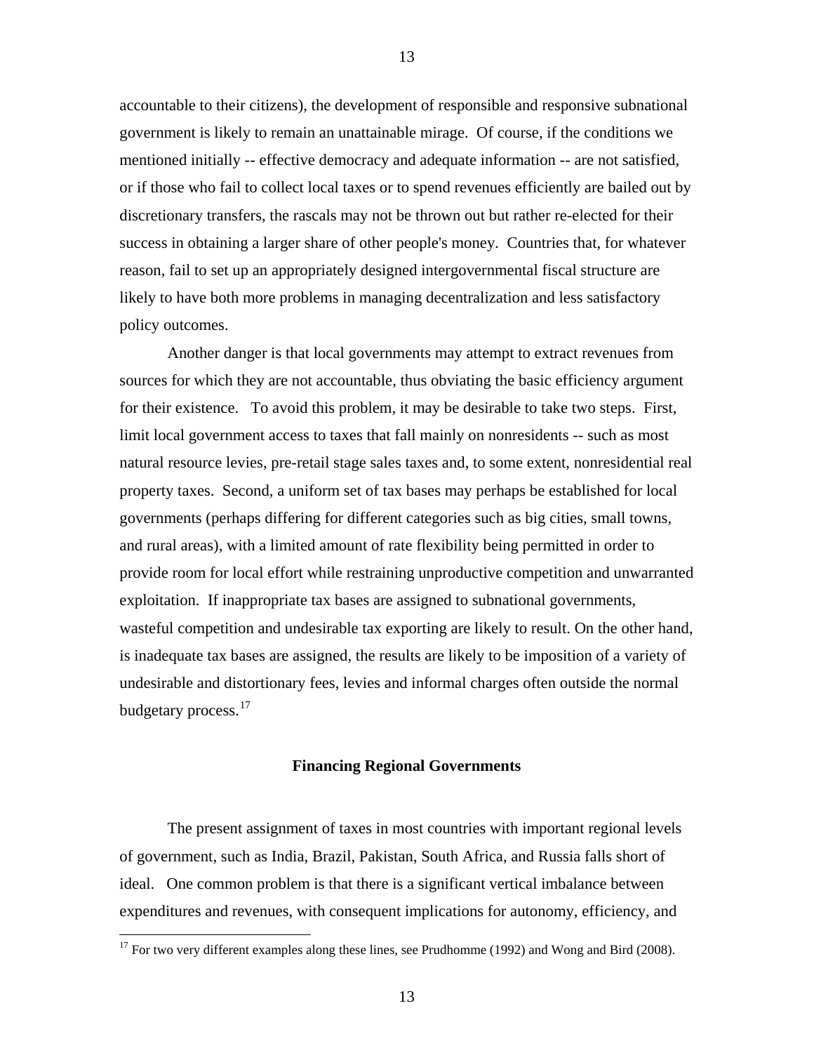accountable to their citizens), the development of responsible and responsive subnational government is likely to remain an unattainable mirage. Of course, if the conditions we mentioned initially -- effective democracy and adequate information -- are not satisfied, or if those who fail to collect local taxes or to spend revenues efficiently are bailed out by discretionary transfers, the rascals may not be thrown out but rather re-elected for their success in obtaining a larger share of other people's money. Countries that, for whatever reason, fail to set up an appropriately designed intergovernmental fiscal structure are likely to have both more problems in managing decentralization and less satisfactory policy outcomes.

Another danger is that local governments may attempt to extract revenues from sources for which they are not accountable, thus obviating the basic efficiency argument for their existence. To avoid this problem, it may be desirable to take two steps. First, limit local government access to taxes that fall mainly on nonresidents -- such as most natural resource levies, pre-retail stage sales taxes and, to some extent, nonresidential real property taxes. Second, a uniform set of tax bases may perhaps be established for local governments (perhaps differing for different categories such as big cities, small towns, and rural areas), with a limited amount of rate flexibility being permitted in order to provide room for local effort while restraining unproductive competition and unwarranted exploitation. If inappropriate tax bases are assigned to subnational governments, wasteful competition and undesirable tax exporting are likely to result. On the other hand, is inadequate tax bases are assigned, the results are likely to be imposition of a variety of undesirable and distortionary fees, levies and informal charges often outside the normal budgetary process.[17]

## Financing Regional Governments

The present assignment of taxes in most countries with important regional levels of government, such as India, Brazil, Pakistan, South Africa, and Russia falls short of ideal. One common problem is that there is a significant vertical imbalance between expenditures and revenues, with consequent implications for autonomy, efficiency, and

[17] For two very different examples along these lines, see Prudhomme (1992) and Wong and Bird (2008).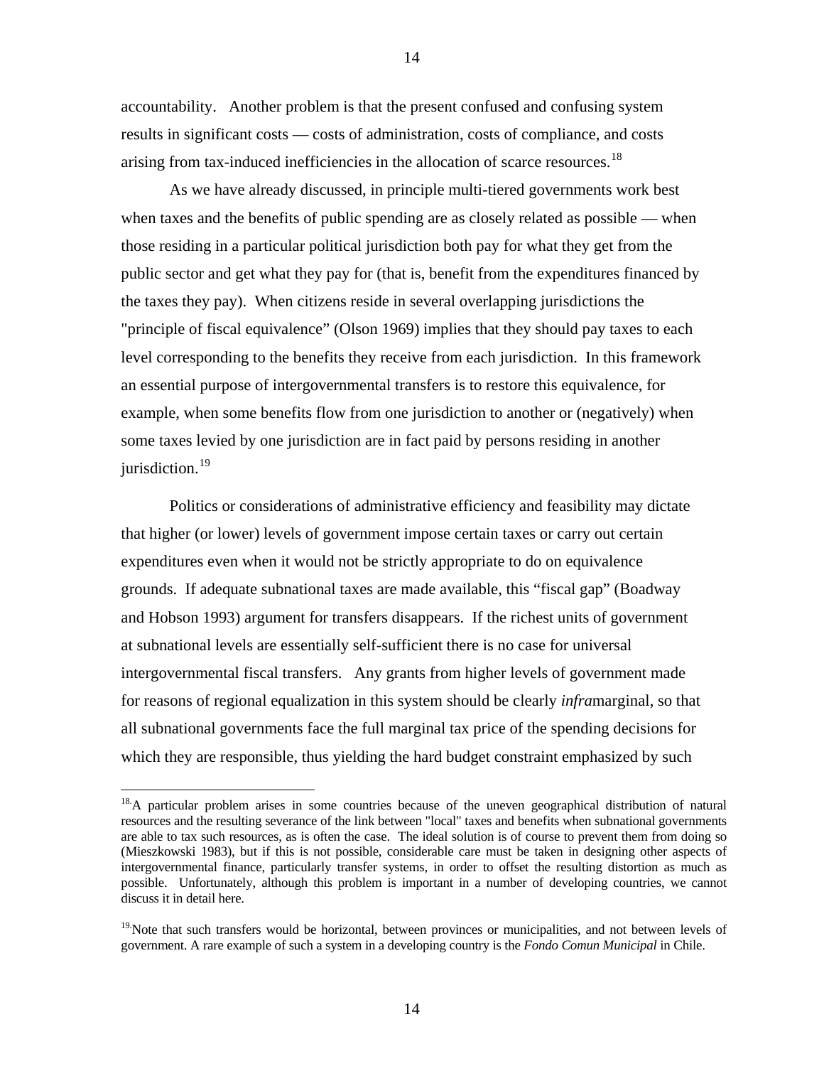accountability. Another problem is that the present confused and confusing system results in significant costs — costs of administration, costs of compliance, and costs arising from tax-induced inefficiencies in the allocation of scarce resources.[18]

As we have already discussed, in principle multi-tiered governments work best when taxes and the benefits of public spending are as closely related as possible — when those residing in a particular political jurisdiction both pay for what they get from the public sector and get what they pay for (that is, benefit from the expenditures financed by the taxes they pay). When citizens reside in several overlapping jurisdictions the "principle of fiscal equivalence" (Olson 1969) implies that they should pay taxes to each level corresponding to the benefits they receive from each jurisdiction. In this framework an essential purpose of intergovernmental transfers is to restore this equivalence, for example, when some benefits flow from one jurisdiction to another or (negatively) when some taxes levied by one jurisdiction are in fact paid by persons residing in another jurisdiction.[19]

Politics or considerations of administrative efficiency and feasibility may dictate that higher (or lower) levels of government impose certain taxes or carry out certain expenditures even when it would not be strictly appropriate to do on equivalence grounds. If adequate subnational taxes are made available, this "fiscal gap" (Boadway and Hobson 1993) argument for transfers disappears. If the richest units of government at subnational levels are essentially self-sufficient there is no case for universal intergovernmental fiscal transfers. Any grants from higher levels of government made for reasons of regional equalization in this system should be clearly *infra*marginal, so that all subnational governments face the full marginal tax price of the spending decisions for which they are responsible, thus yielding the hard budget constraint emphasized by such

---

[18] A particular problem arises in some countries because of the uneven geographical distribution of natural resources and the resulting severance of the link between "local" taxes and benefits when subnational governments are able to tax such resources, as is often the case. The ideal solution is of course to prevent them from doing so (Mieszkowski 1983), but if this is not possible, considerable care must be taken in designing other aspects of intergovernmental finance, particularly transfer systems, in order to offset the resulting distortion as much as possible. Unfortunately, although this problem is important in a number of developing countries, we cannot discuss it in detail here.

[19] Note that such transfers would be horizontal, between provinces or municipalities, and not between levels of government. A rare example of such a system in a developing country is the *Fondo Comun Municipal* in Chile.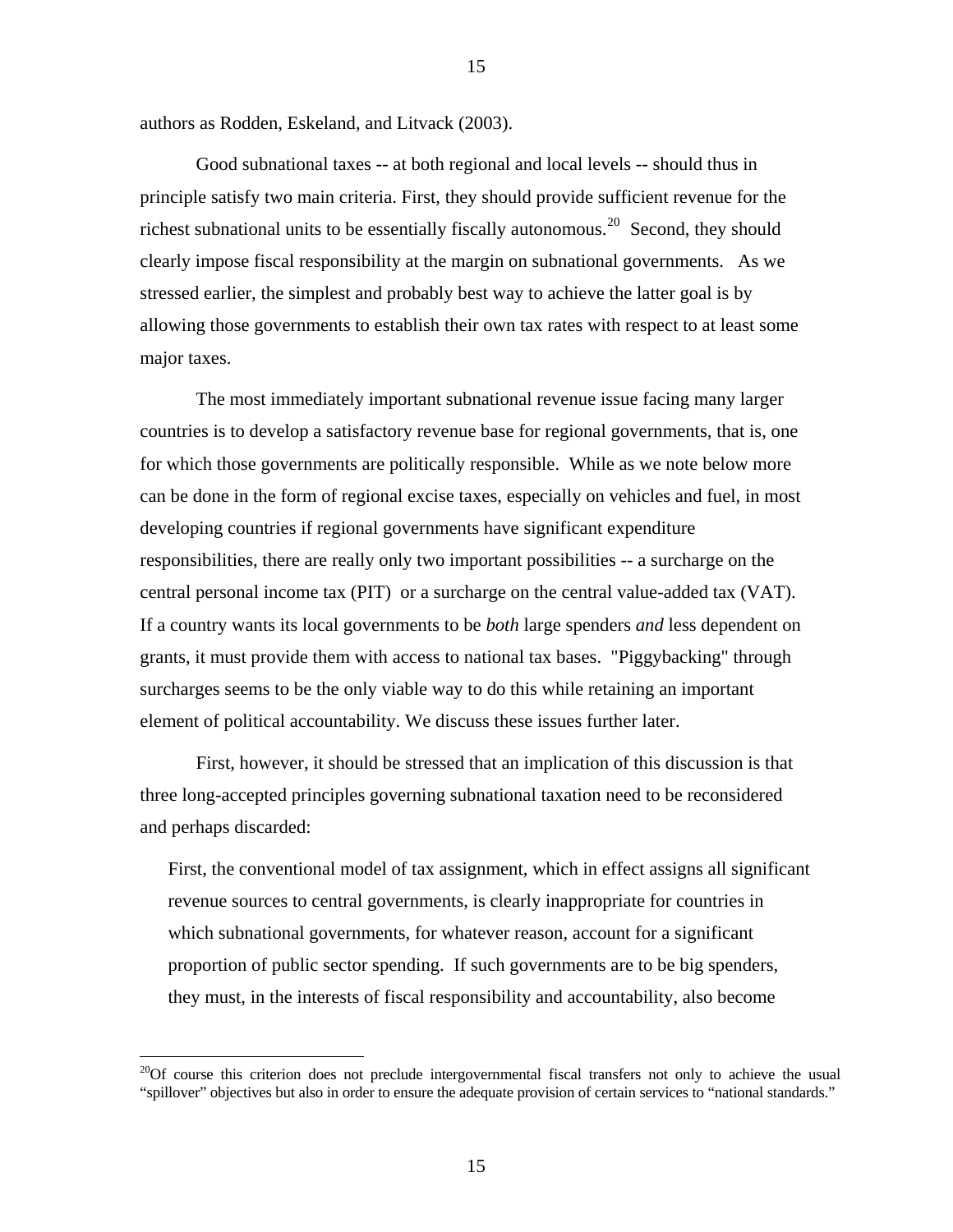authors as Rodden, Eskeland, and Litvack (2003).

Good subnational taxes -- at both regional and local levels -- should thus in principle satisfy two main criteria. First, they should provide sufficient revenue for the richest subnational units to be essentially fiscally autonomous.[20] Second, they should clearly impose fiscal responsibility at the margin on subnational governments. As we stressed earlier, the simplest and probably best way to achieve the latter goal is by allowing those governments to establish their own tax rates with respect to at least some major taxes.

The most immediately important subnational revenue issue facing many larger countries is to develop a satisfactory revenue base for regional governments, that is, one for which those governments are politically responsible. While as we note below more can be done in the form of regional excise taxes, especially on vehicles and fuel, in most developing countries if regional governments have significant expenditure responsibilities, there are really only two important possibilities -- a surcharge on the central personal income tax (PIT) or a surcharge on the central value-added tax (VAT). If a country wants its local governments to be *both* large spenders *and* less dependent on grants, it must provide them with access to national tax bases. "Piggybacking" through surcharges seems to be the only viable way to do this while retaining an important element of political accountability. We discuss these issues further later.

First, however, it should be stressed that an implication of this discussion is that three long-accepted principles governing subnational taxation need to be reconsidered and perhaps discarded:

> First, the conventional model of tax assignment, which in effect assigns all significant revenue sources to central governments, is clearly inappropriate for countries in which subnational governments, for whatever reason, account for a significant proportion of public sector spending. If such governments are to be big spenders, they must, in the interests of fiscal responsibility and accountability, also become

[20] Of course this criterion does not preclude intergovernmental fiscal transfers not only to achieve the usual "spillover" objectives but also in order to ensure the adequate provision of certain services to "national standards."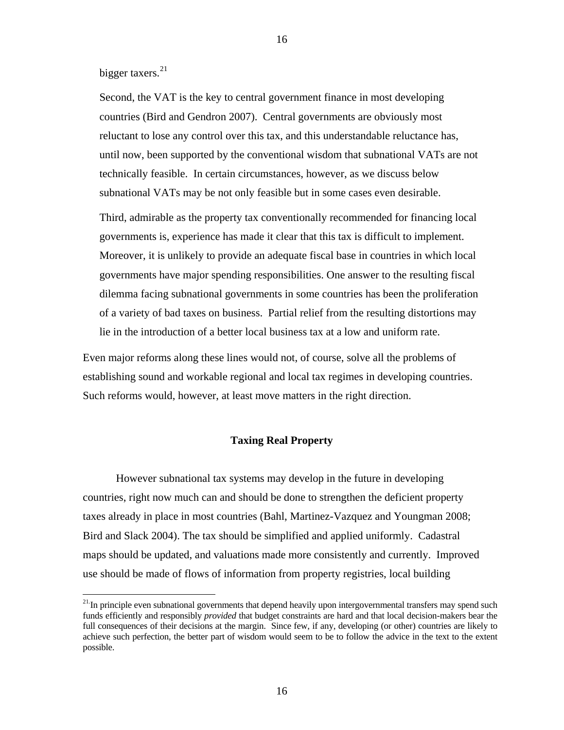bigger taxers.[21]

Second, the VAT is the key to central government finance in most developing countries (Bird and Gendron 2007). Central governments are obviously most reluctant to lose any control over this tax, and this understandable reluctance has, until now, been supported by the conventional wisdom that subnational VATs are not technically feasible. In certain circumstances, however, as we discuss below subnational VATs may be not only feasible but in some cases even desirable.

Third, admirable as the property tax conventionally recommended for financing local governments is, experience has made it clear that this tax is difficult to implement. Moreover, it is unlikely to provide an adequate fiscal base in countries in which local governments have major spending responsibilities. One answer to the resulting fiscal dilemma facing subnational governments in some countries has been the proliferation of a variety of bad taxes on business. Partial relief from the resulting distortions may lie in the introduction of a better local business tax at a low and uniform rate.

Even major reforms along these lines would not, of course, solve all the problems of establishing sound and workable regional and local tax regimes in developing countries. Such reforms would, however, at least move matters in the right direction.

## Taxing Real Property

However subnational tax systems may develop in the future in developing countries, right now much can and should be done to strengthen the deficient property taxes already in place in most countries (Bahl, Martinez-Vazquez and Youngman 2008; Bird and Slack 2004). The tax should be simplified and applied uniformly. Cadastral maps should be updated, and valuations made more consistently and currently. Improved use should be made of flows of information from property registries, local building

[21] In principle even subnational governments that depend heavily upon intergovernmental transfers may spend such funds efficiently and responsibly *provided* that budget constraints are hard and that local decision-makers bear the full consequences of their decisions at the margin. Since few, if any, developing (or other) countries are likely to achieve such perfection, the better part of wisdom would seem to be to follow the advice in the text to the extent possible.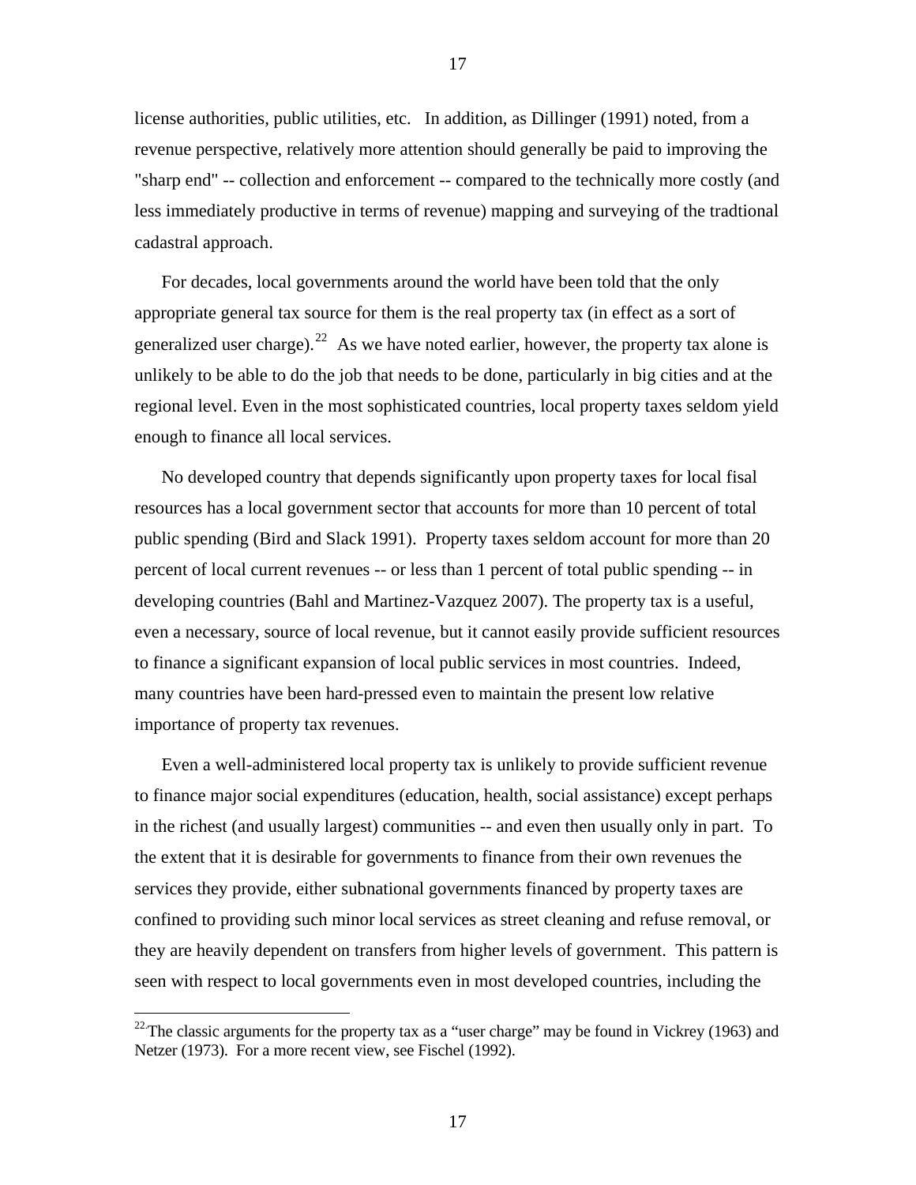license authorities, public utilities, etc. In addition, as Dillinger (1991) noted, from a revenue perspective, relatively more attention should generally be paid to improving the "sharp end" -- collection and enforcement -- compared to the technically more costly (and less immediately productive in terms of revenue) mapping and surveying of the tradtional cadastral approach.

For decades, local governments around the world have been told that the only appropriate general tax source for them is the real property tax (in effect as a sort of generalized user charge).[22] As we have noted earlier, however, the property tax alone is unlikely to be able to do the job that needs to be done, particularly in big cities and at the regional level. Even in the most sophisticated countries, local property taxes seldom yield enough to finance all local services.

No developed country that depends significantly upon property taxes for local fisal resources has a local government sector that accounts for more than 10 percent of total public spending (Bird and Slack 1991). Property taxes seldom account for more than 20 percent of local current revenues -- or less than 1 percent of total public spending -- in developing countries (Bahl and Martinez-Vazquez 2007). The property tax is a useful, even a necessary, source of local revenue, but it cannot easily provide sufficient resources to finance a significant expansion of local public services in most countries. Indeed, many countries have been hard-pressed even to maintain the present low relative importance of property tax revenues.

Even a well-administered local property tax is unlikely to provide sufficient revenue to finance major social expenditures (education, health, social assistance) except perhaps in the richest (and usually largest) communities -- and even then usually only in part. To the extent that it is desirable for governments to finance from their own revenues the services they provide, either subnational governments financed by property taxes are confined to providing such minor local services as street cleaning and refuse removal, or they are heavily dependent on transfers from higher levels of government. This pattern is seen with respect to local governments even in most developed countries, including the

---

[22] The classic arguments for the property tax as a "user charge" may be found in Vickrey (1963) and Netzer (1973). For a more recent view, see Fischel (1992).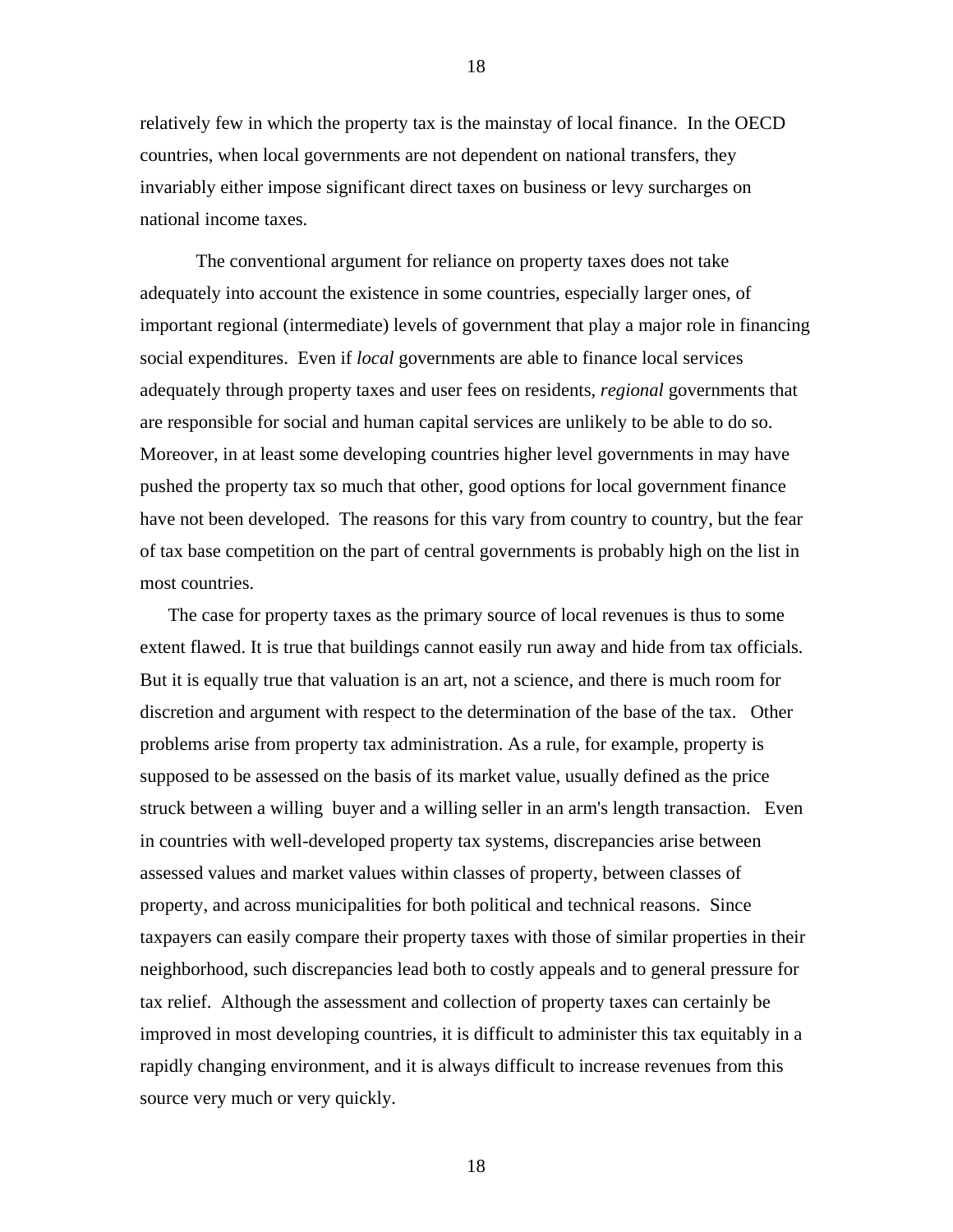relatively few in which the property tax is the mainstay of local finance. In the OECD countries, when local governments are not dependent on national transfers, they invariably either impose significant direct taxes on business or levy surcharges on national income taxes.

The conventional argument for reliance on property taxes does not take adequately into account the existence in some countries, especially larger ones, of important regional (intermediate) levels of government that play a major role in financing social expenditures. Even if *local* governments are able to finance local services adequately through property taxes and user fees on residents, *regional* governments that are responsible for social and human capital services are unlikely to be able to do so. Moreover, in at least some developing countries higher level governments in may have pushed the property tax so much that other, good options for local government finance have not been developed. The reasons for this vary from country to country, but the fear of tax base competition on the part of central governments is probably high on the list in most countries.

The case for property taxes as the primary source of local revenues is thus to some extent flawed. It is true that buildings cannot easily run away and hide from tax officials. But it is equally true that valuation is an art, not a science, and there is much room for discretion and argument with respect to the determination of the base of the tax. Other problems arise from property tax administration. As a rule, for example, property is supposed to be assessed on the basis of its market value, usually defined as the price struck between a willing buyer and a willing seller in an arm's length transaction. Even in countries with well-developed property tax systems, discrepancies arise between assessed values and market values within classes of property, between classes of property, and across municipalities for both political and technical reasons. Since taxpayers can easily compare their property taxes with those of similar properties in their neighborhood, such discrepancies lead both to costly appeals and to general pressure for tax relief. Although the assessment and collection of property taxes can certainly be improved in most developing countries, it is difficult to administer this tax equitably in a rapidly changing environment, and it is always difficult to increase revenues from this source very much or very quickly.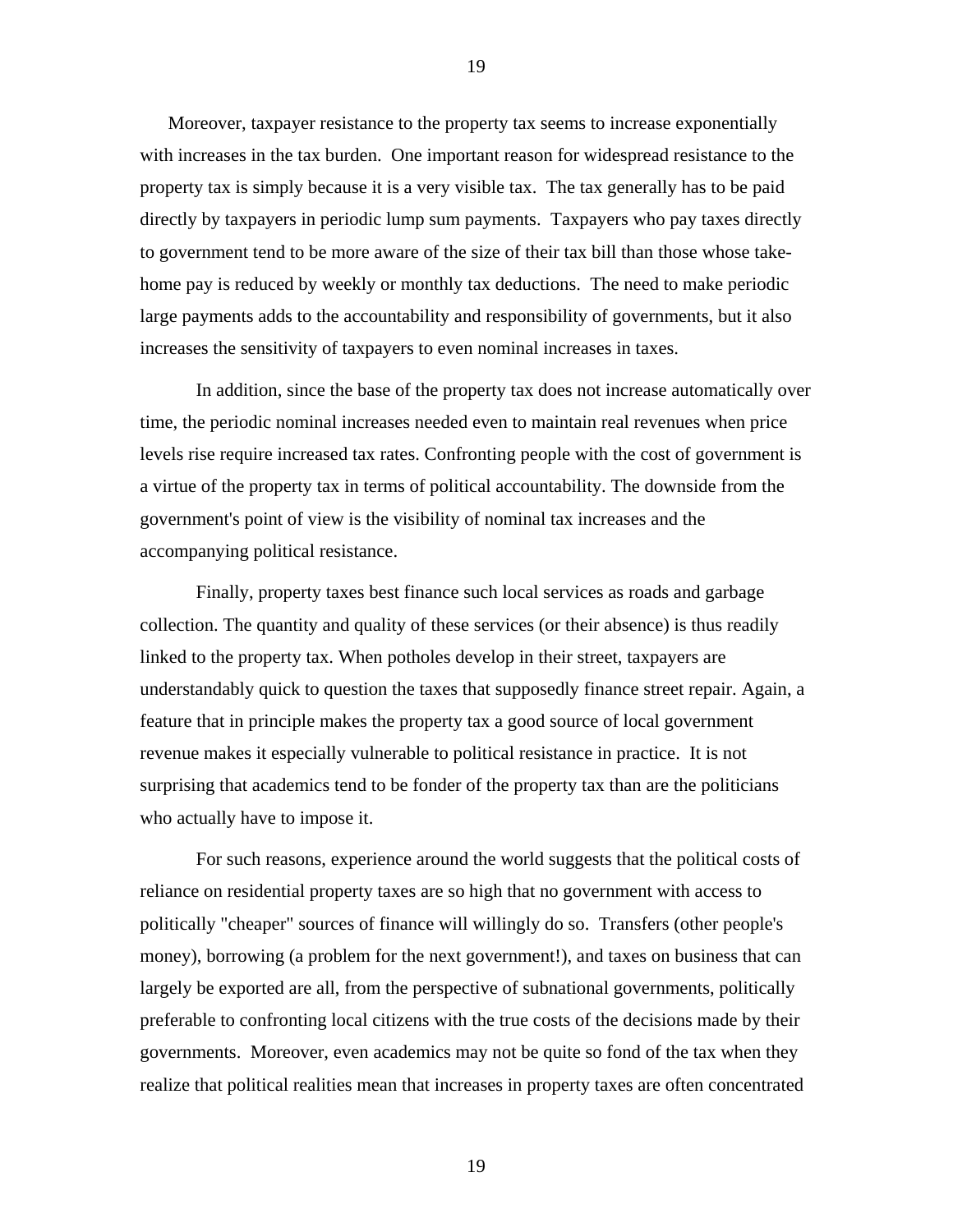Moreover, taxpayer resistance to the property tax seems to increase exponentially with increases in the tax burden. One important reason for widespread resistance to the property tax is simply because it is a very visible tax. The tax generally has to be paid directly by taxpayers in periodic lump sum payments. Taxpayers who pay taxes directly to government tend to be more aware of the size of their tax bill than those whose take-home pay is reduced by weekly or monthly tax deductions. The need to make periodic large payments adds to the accountability and responsibility of governments, but it also increases the sensitivity of taxpayers to even nominal increases in taxes.

In addition, since the base of the property tax does not increase automatically over time, the periodic nominal increases needed even to maintain real revenues when price levels rise require increased tax rates. Confronting people with the cost of government is a virtue of the property tax in terms of political accountability. The downside from the government's point of view is the visibility of nominal tax increases and the accompanying political resistance.

Finally, property taxes best finance such local services as roads and garbage collection. The quantity and quality of these services (or their absence) is thus readily linked to the property tax. When potholes develop in their street, taxpayers are understandably quick to question the taxes that supposedly finance street repair. Again, a feature that in principle makes the property tax a good source of local government revenue makes it especially vulnerable to political resistance in practice. It is not surprising that academics tend to be fonder of the property tax than are the politicians who actually have to impose it.

For such reasons, experience around the world suggests that the political costs of reliance on residential property taxes are so high that no government with access to politically "cheaper" sources of finance will willingly do so. Transfers (other people's money), borrowing (a problem for the next government!), and taxes on business that can largely be exported are all, from the perspective of subnational governments, politically preferable to confronting local citizens with the true costs of the decisions made by their governments. Moreover, even academics may not be quite so fond of the tax when they realize that political realities mean that increases in property taxes are often concentrated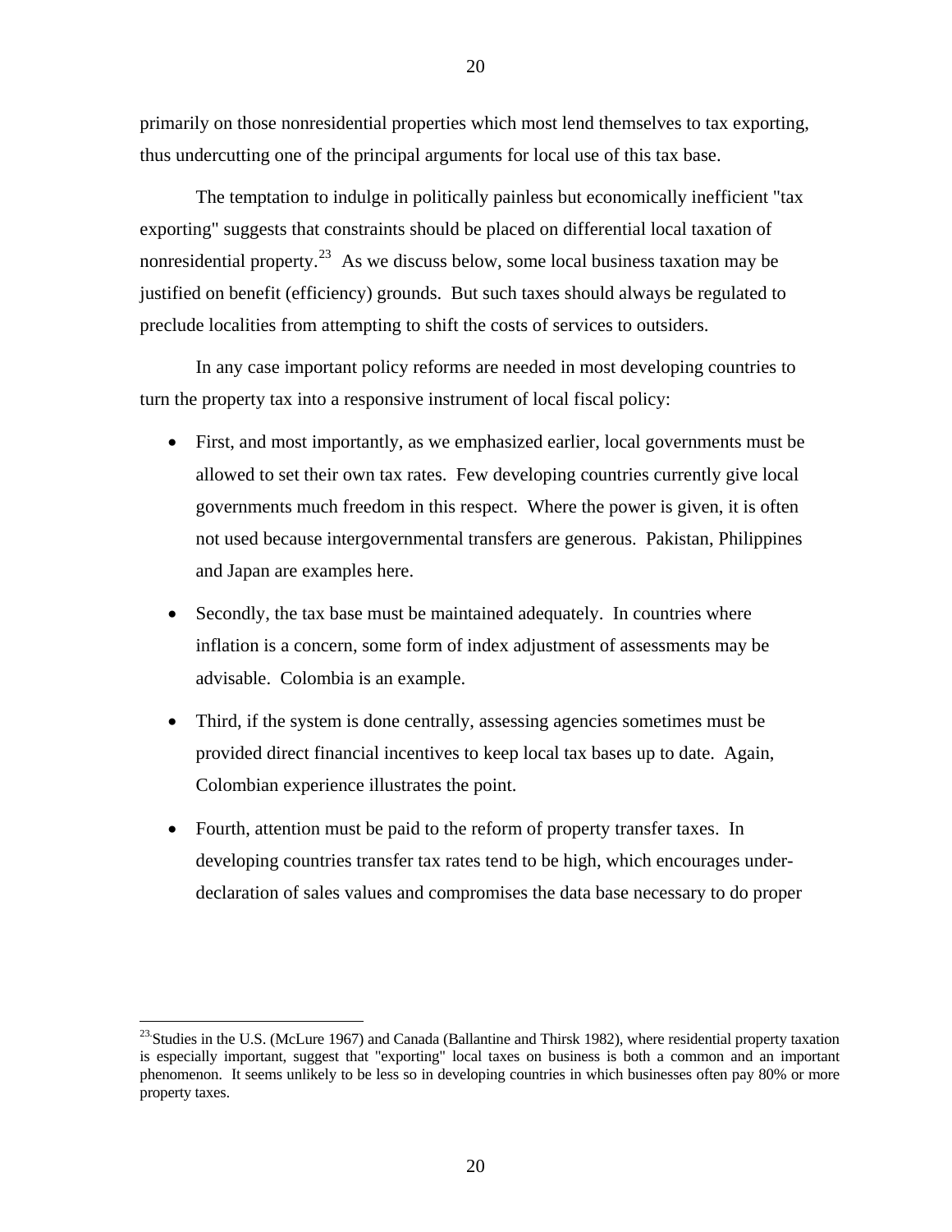primarily on those nonresidential properties which most lend themselves to tax exporting, thus undercutting one of the principal arguments for local use of this tax base.

The temptation to indulge in politically painless but economically inefficient "tax exporting" suggests that constraints should be placed on differential local taxation of nonresidential property.[23] As we discuss below, some local business taxation may be justified on benefit (efficiency) grounds. But such taxes should always be regulated to preclude localities from attempting to shift the costs of services to outsiders.

In any case important policy reforms are needed in most developing countries to turn the property tax into a responsive instrument of local fiscal policy:

- First, and most importantly, as we emphasized earlier, local governments must be allowed to set their own tax rates. Few developing countries currently give local governments much freedom in this respect. Where the power is given, it is often not used because intergovernmental transfers are generous. Pakistan, Philippines and Japan are examples here.

- Secondly, the tax base must be maintained adequately. In countries where inflation is a concern, some form of index adjustment of assessments may be advisable. Colombia is an example.

- Third, if the system is done centrally, assessing agencies sometimes must be provided direct financial incentives to keep local tax bases up to date. Again, Colombian experience illustrates the point.

- Fourth, attention must be paid to the reform of property transfer taxes. In developing countries transfer tax rates tend to be high, which encourages under-declaration of sales values and compromises the data base necessary to do proper

[23] Studies in the U.S. (McLure 1967) and Canada (Ballantine and Thirsk 1982), where residential property taxation is especially important, suggest that "exporting" local taxes on business is both a common and an important phenomenon. It seems unlikely to be less so in developing countries in which businesses often pay 80% or more property taxes.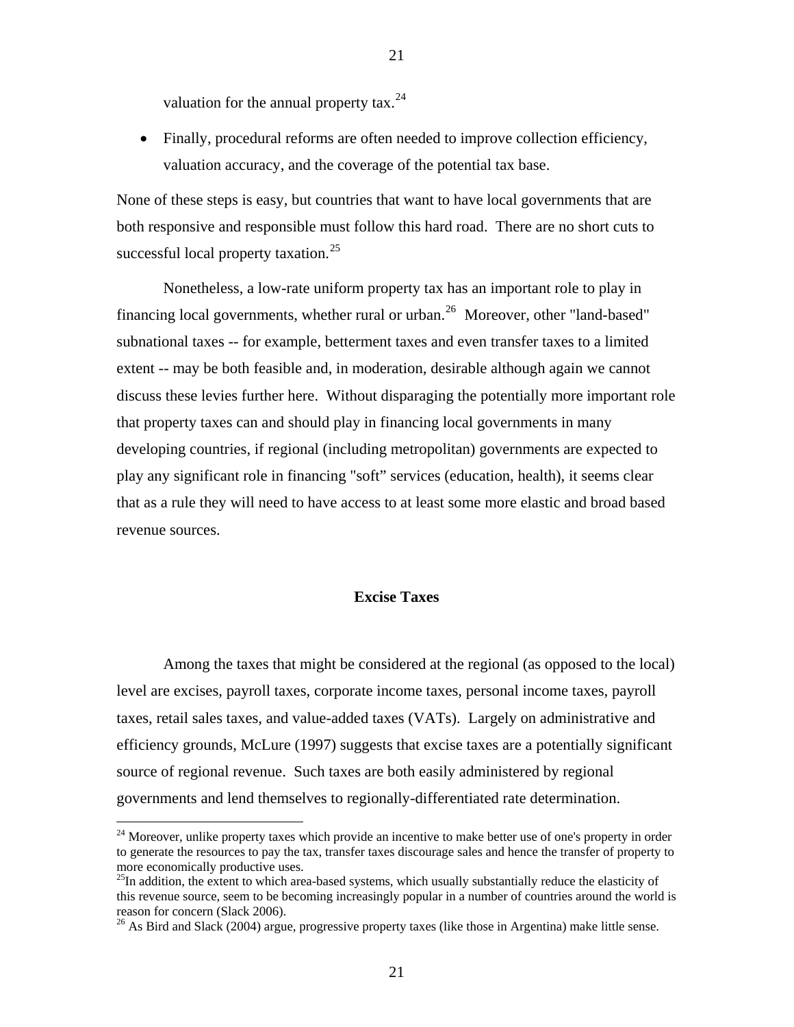valuation for the annual property tax.[24]

- Finally, procedural reforms are often needed to improve collection efficiency, valuation accuracy, and the coverage of the potential tax base.

None of these steps is easy, but countries that want to have local governments that are both responsive and responsible must follow this hard road. There are no short cuts to successful local property taxation.[25]

Nonetheless, a low-rate uniform property tax has an important role to play in financing local governments, whether rural or urban.[26] Moreover, other "land-based" subnational taxes -- for example, betterment taxes and even transfer taxes to a limited extent -- may be both feasible and, in moderation, desirable although again we cannot discuss these levies further here. Without disparaging the potentially more important role that property taxes can and should play in financing local governments in many developing countries, if regional (including metropolitan) governments are expected to play any significant role in financing "soft" services (education, health), it seems clear that as a rule they will need to have access to at least some more elastic and broad based revenue sources.

## Excise Taxes

Among the taxes that might be considered at the regional (as opposed to the local) level are excises, payroll taxes, corporate income taxes, personal income taxes, payroll taxes, retail sales taxes, and value-added taxes (VATs). Largely on administrative and efficiency grounds, McLure (1997) suggests that excise taxes are a potentially significant source of regional revenue. Such taxes are both easily administered by regional governments and lend themselves to regionally-differentiated rate determination.

---

[24] Moreover, unlike property taxes which provide an incentive to make better use of one's property in order to generate the resources to pay the tax, transfer taxes discourage sales and hence the transfer of property to more economically productive uses.

[25] In addition, the extent to which area-based systems, which usually substantially reduce the elasticity of this revenue source, seem to be becoming increasingly popular in a number of countries around the world is reason for concern (Slack 2006).

[26] As Bird and Slack (2004) argue, progressive property taxes (like those in Argentina) make little sense.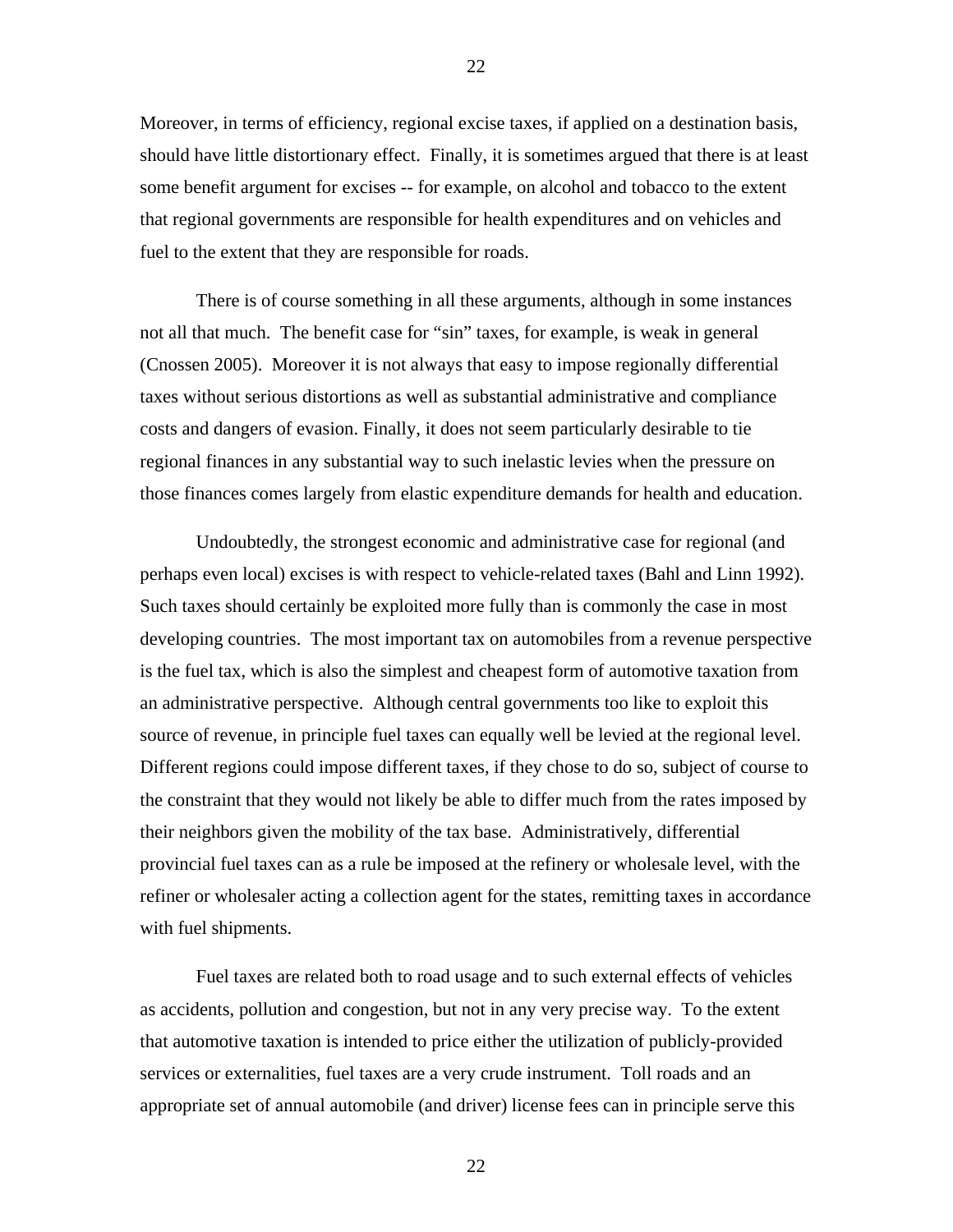Moreover, in terms of efficiency, regional excise taxes, if applied on a destination basis, should have little distortionary effect. Finally, it is sometimes argued that there is at least some benefit argument for excises -- for example, on alcohol and tobacco to the extent that regional governments are responsible for health expenditures and on vehicles and fuel to the extent that they are responsible for roads.

There is of course something in all these arguments, although in some instances not all that much. The benefit case for "sin" taxes, for example, is weak in general (Cnossen 2005). Moreover it is not always that easy to impose regionally differential taxes without serious distortions as well as substantial administrative and compliance costs and dangers of evasion. Finally, it does not seem particularly desirable to tie regional finances in any substantial way to such inelastic levies when the pressure on those finances comes largely from elastic expenditure demands for health and education.

Undoubtedly, the strongest economic and administrative case for regional (and perhaps even local) excises is with respect to vehicle-related taxes (Bahl and Linn 1992). Such taxes should certainly be exploited more fully than is commonly the case in most developing countries. The most important tax on automobiles from a revenue perspective is the fuel tax, which is also the simplest and cheapest form of automotive taxation from an administrative perspective. Although central governments too like to exploit this source of revenue, in principle fuel taxes can equally well be levied at the regional level. Different regions could impose different taxes, if they chose to do so, subject of course to the constraint that they would not likely be able to differ much from the rates imposed by their neighbors given the mobility of the tax base. Administratively, differential provincial fuel taxes can as a rule be imposed at the refinery or wholesale level, with the refiner or wholesaler acting a collection agent for the states, remitting taxes in accordance with fuel shipments.

Fuel taxes are related both to road usage and to such external effects of vehicles as accidents, pollution and congestion, but not in any very precise way. To the extent that automotive taxation is intended to price either the utilization of publicly-provided services or externalities, fuel taxes are a very crude instrument. Toll roads and an appropriate set of annual automobile (and driver) license fees can in principle serve this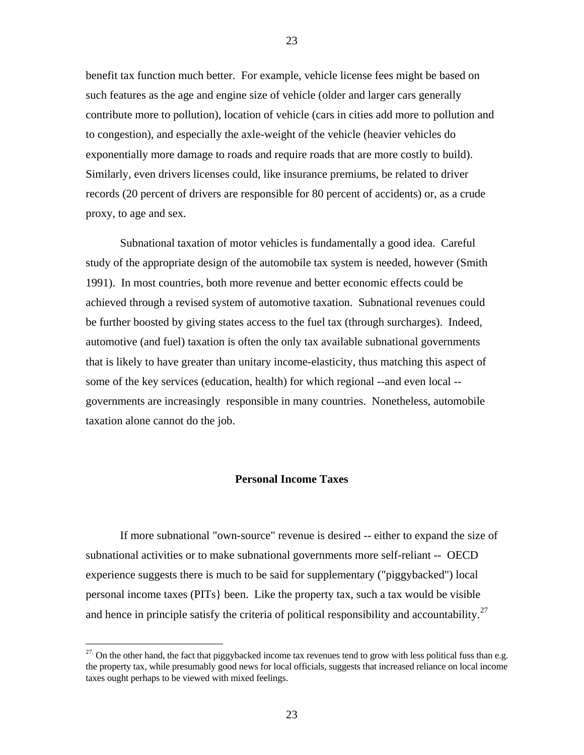benefit tax function much better. For example, vehicle license fees might be based on such features as the age and engine size of vehicle (older and larger cars generally contribute more to pollution), location of vehicle (cars in cities add more to pollution and to congestion), and especially the axle-weight of the vehicle (heavier vehicles do exponentially more damage to roads and require roads that are more costly to build). Similarly, even drivers licenses could, like insurance premiums, be related to driver records (20 percent of drivers are responsible for 80 percent of accidents) or, as a crude proxy, to age and sex.

Subnational taxation of motor vehicles is fundamentally a good idea. Careful study of the appropriate design of the automobile tax system is needed, however (Smith 1991). In most countries, both more revenue and better economic effects could be achieved through a revised system of automotive taxation. Subnational revenues could be further boosted by giving states access to the fuel tax (through surcharges). Indeed, automotive (and fuel) taxation is often the only tax available subnational governments that is likely to have greater than unitary income-elasticity, thus matching this aspect of some of the key services (education, health) for which regional --and even local --governments are increasingly responsible in many countries. Nonetheless, automobile taxation alone cannot do the job.

## Personal Income Taxes

If more subnational "own-source" revenue is desired -- either to expand the size of subnational activities or to make subnational governments more self-reliant -- OECD experience suggests there is much to be said for supplementary ("piggybacked") local personal income taxes (PITs} been. Like the property tax, such a tax would be visible and hence in principle satisfy the criteria of political responsibility and accountability.[27]

[27] On the other hand, the fact that piggybacked income tax revenues tend to grow with less political fuss than e.g. the property tax, while presumably good news for local officials, suggests that increased reliance on local income taxes ought perhaps to be viewed with mixed feelings.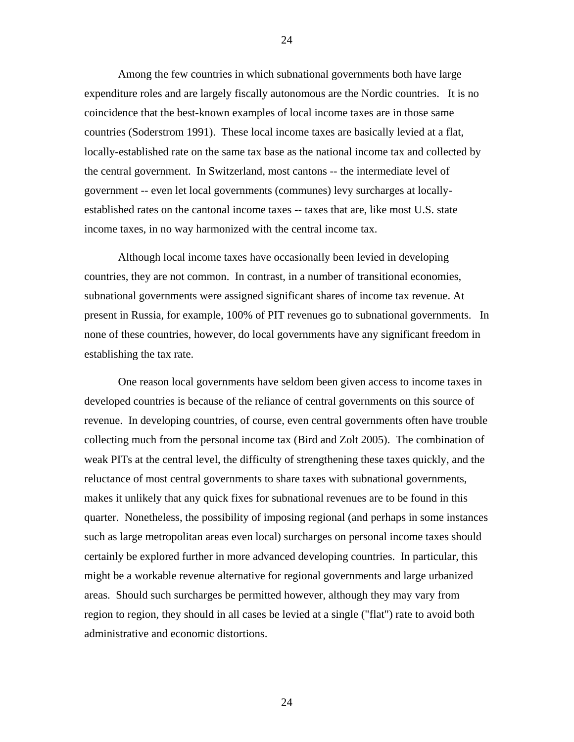Among the few countries in which subnational governments both have large expenditure roles and are largely fiscally autonomous are the Nordic countries. It is no coincidence that the best-known examples of local income taxes are in those same countries (Soderstrom 1991). These local income taxes are basically levied at a flat, locally-established rate on the same tax base as the national income tax and collected by the central government. In Switzerland, most cantons -- the intermediate level of government -- even let local governments (communes) levy surcharges at locally-established rates on the cantonal income taxes -- taxes that are, like most U.S. state income taxes, in no way harmonized with the central income tax.

Although local income taxes have occasionally been levied in developing countries, they are not common. In contrast, in a number of transitional economies, subnational governments were assigned significant shares of income tax revenue. At present in Russia, for example, 100% of PIT revenues go to subnational governments. In none of these countries, however, do local governments have any significant freedom in establishing the tax rate.

One reason local governments have seldom been given access to income taxes in developed countries is because of the reliance of central governments on this source of revenue. In developing countries, of course, even central governments often have trouble collecting much from the personal income tax (Bird and Zolt 2005). The combination of weak PITs at the central level, the difficulty of strengthening these taxes quickly, and the reluctance of most central governments to share taxes with subnational governments, makes it unlikely that any quick fixes for subnational revenues are to be found in this quarter. Nonetheless, the possibility of imposing regional (and perhaps in some instances such as large metropolitan areas even local) surcharges on personal income taxes should certainly be explored further in more advanced developing countries. In particular, this might be a workable revenue alternative for regional governments and large urbanized areas. Should such surcharges be permitted however, although they may vary from region to region, they should in all cases be levied at a single ("flat") rate to avoid both administrative and economic distortions.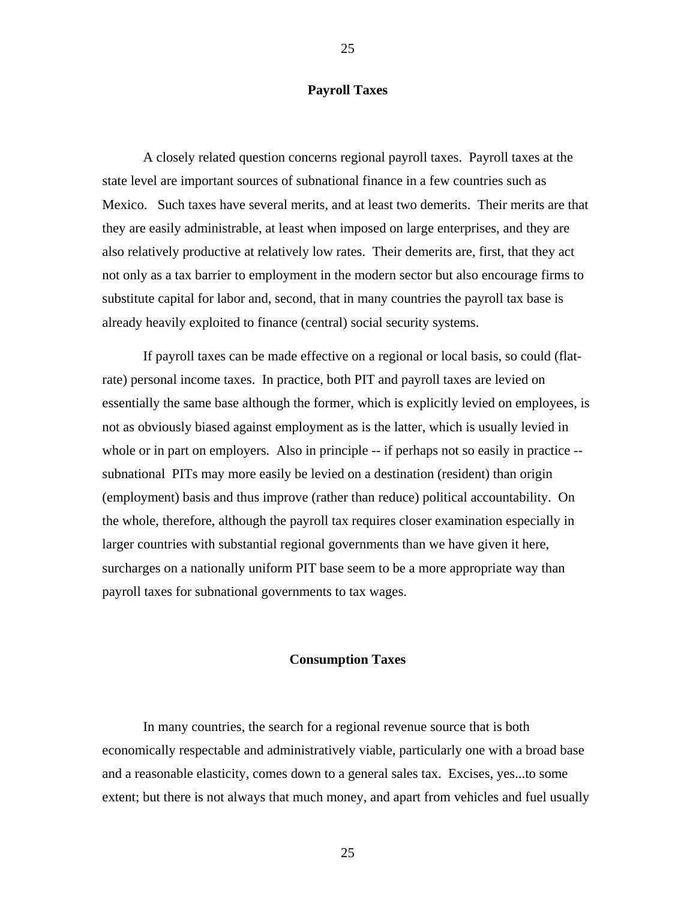## Payroll Taxes

A closely related question concerns regional payroll taxes. Payroll taxes at the state level are important sources of subnational finance in a few countries such as Mexico. Such taxes have several merits, and at least two demerits. Their merits are that they are easily administrable, at least when imposed on large enterprises, and they are also relatively productive at relatively low rates. Their demerits are, first, that they act not only as a tax barrier to employment in the modern sector but also encourage firms to substitute capital for labor and, second, that in many countries the payroll tax base is already heavily exploited to finance (central) social security systems.

If payroll taxes can be made effective on a regional or local basis, so could (flat-rate) personal income taxes. In practice, both PIT and payroll taxes are levied on essentially the same base although the former, which is explicitly levied on employees, is not as obviously biased against employment as is the latter, which is usually levied in whole or in part on employers. Also in principle -- if perhaps not so easily in practice -- subnational PITs may more easily be levied on a destination (resident) than origin (employment) basis and thus improve (rather than reduce) political accountability. On the whole, therefore, although the payroll tax requires closer examination especially in larger countries with substantial regional governments than we have given it here, surcharges on a nationally uniform PIT base seem to be a more appropriate way than payroll taxes for subnational governments to tax wages.

## Consumption Taxes

In many countries, the search for a regional revenue source that is both economically respectable and administratively viable, particularly one with a broad base and a reasonable elasticity, comes down to a general sales tax. Excises, yes...to some extent; but there is not always that much money, and apart from vehicles and fuel usually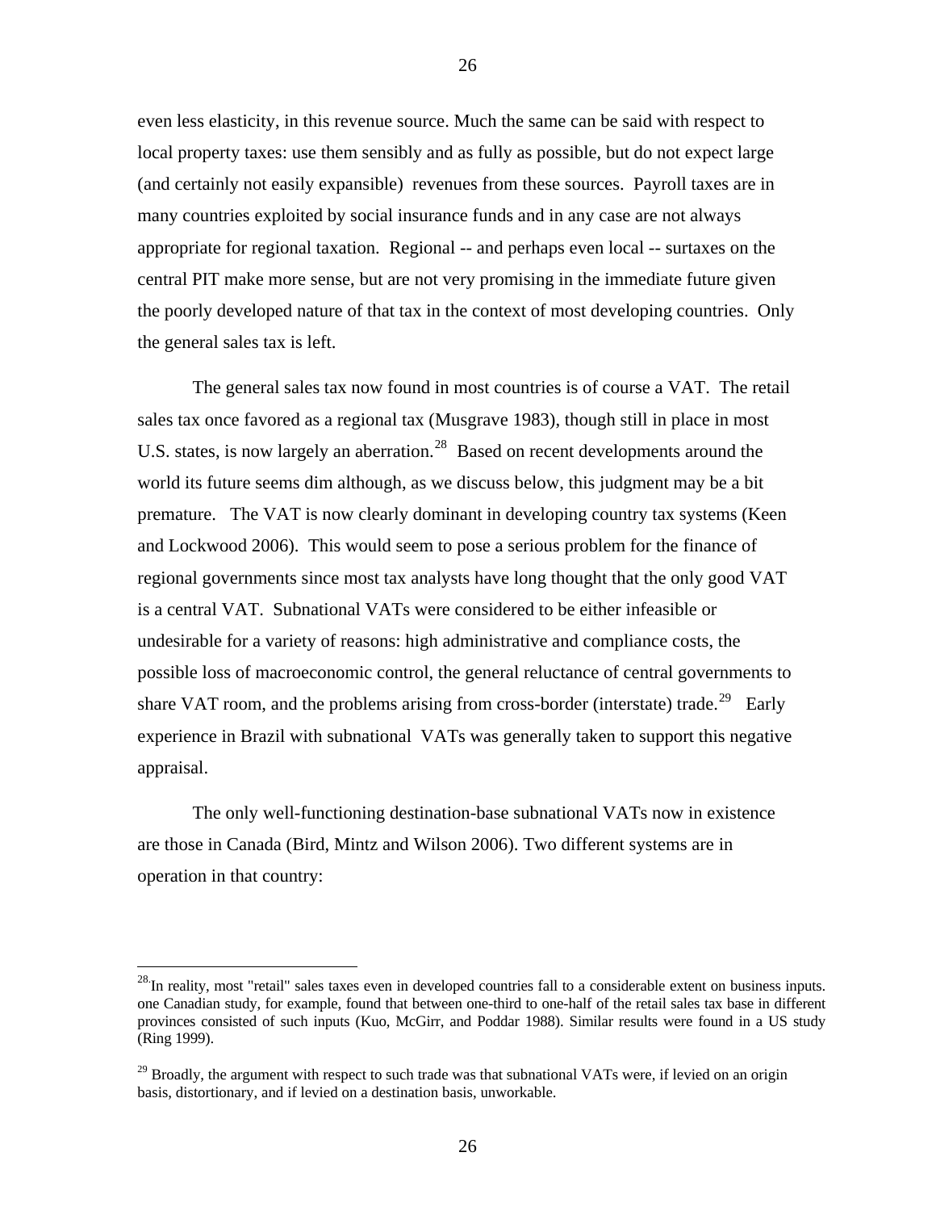even less elasticity, in this revenue source. Much the same can be said with respect to local property taxes: use them sensibly and as fully as possible, but do not expect large (and certainly not easily expansible) revenues from these sources. Payroll taxes are in many countries exploited by social insurance funds and in any case are not always appropriate for regional taxation. Regional -- and perhaps even local -- surtaxes on the central PIT make more sense, but are not very promising in the immediate future given the poorly developed nature of that tax in the context of most developing countries. Only the general sales tax is left.

The general sales tax now found in most countries is of course a VAT. The retail sales tax once favored as a regional tax (Musgrave 1983), though still in place in most U.S. states, is now largely an aberration.[28] Based on recent developments around the world its future seems dim although, as we discuss below, this judgment may be a bit premature. The VAT is now clearly dominant in developing country tax systems (Keen and Lockwood 2006). This would seem to pose a serious problem for the finance of regional governments since most tax analysts have long thought that the only good VAT is a central VAT. Subnational VATs were considered to be either infeasible or undesirable for a variety of reasons: high administrative and compliance costs, the possible loss of macroeconomic control, the general reluctance of central governments to share VAT room, and the problems arising from cross-border (interstate) trade.[29] Early experience in Brazil with subnational VATs was generally taken to support this negative appraisal.

The only well-functioning destination-base subnational VATs now in existence are those in Canada (Bird, Mintz and Wilson 2006). Two different systems are in operation in that country:

---

[28] In reality, most "retail" sales taxes even in developed countries fall to a considerable extent on business inputs. one Canadian study, for example, found that between one-third to one-half of the retail sales tax base in different provinces consisted of such inputs (Kuo, McGirr, and Poddar 1988). Similar results were found in a US study (Ring 1999).

[29] Broadly, the argument with respect to such trade was that subnational VATs were, if levied on an origin basis, distortionary, and if levied on a destination basis, unworkable.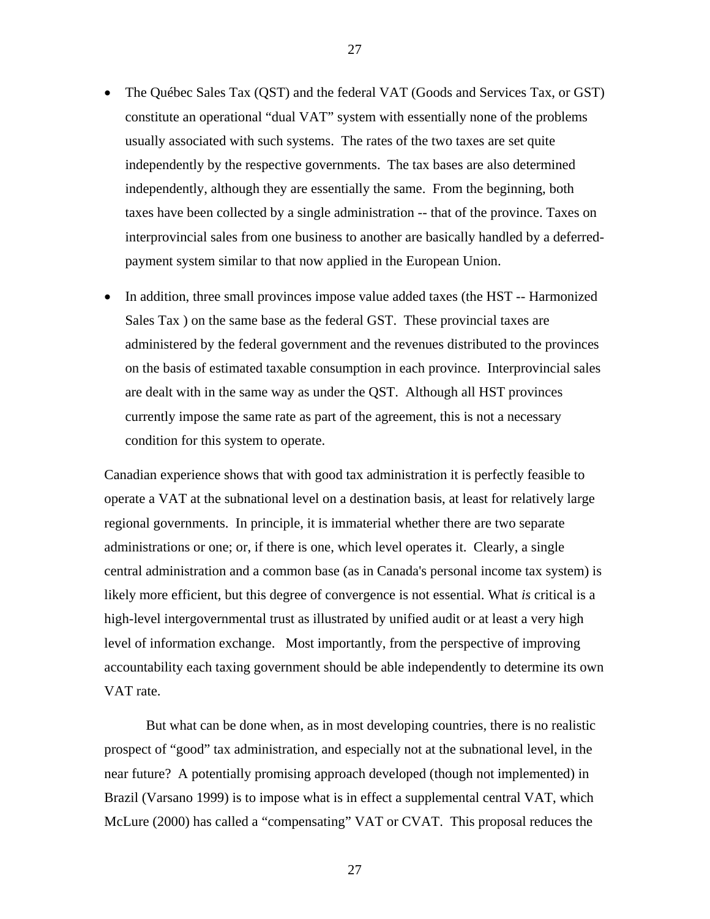- The Québec Sales Tax (QST) and the federal VAT (Goods and Services Tax, or GST) constitute an operational "dual VAT" system with essentially none of the problems usually associated with such systems. The rates of the two taxes are set quite independently by the respective governments. The tax bases are also determined independently, although they are essentially the same. From the beginning, both taxes have been collected by a single administration -- that of the province. Taxes on interprovincial sales from one business to another are basically handled by a deferred-payment system similar to that now applied in the European Union.

- In addition, three small provinces impose value added taxes (the HST -- Harmonized Sales Tax ) on the same base as the federal GST. These provincial taxes are administered by the federal government and the revenues distributed to the provinces on the basis of estimated taxable consumption in each province. Interprovincial sales are dealt with in the same way as under the QST. Although all HST provinces currently impose the same rate as part of the agreement, this is not a necessary condition for this system to operate.

Canadian experience shows that with good tax administration it is perfectly feasible to operate a VAT at the subnational level on a destination basis, at least for relatively large regional governments. In principle, it is immaterial whether there are two separate administrations or one; or, if there is one, which level operates it. Clearly, a single central administration and a common base (as in Canada's personal income tax system) is likely more efficient, but this degree of convergence is not essential. What *is* critical is a high-level intergovernmental trust as illustrated by unified audit or at least a very high level of information exchange. Most importantly, from the perspective of improving accountability each taxing government should be able independently to determine its own VAT rate.

But what can be done when, as in most developing countries, there is no realistic prospect of "good" tax administration, and especially not at the subnational level, in the near future? A potentially promising approach developed (though not implemented) in Brazil (Varsano 1999) is to impose what is in effect a supplemental central VAT, which McLure (2000) has called a "compensating" VAT or CVAT. This proposal reduces the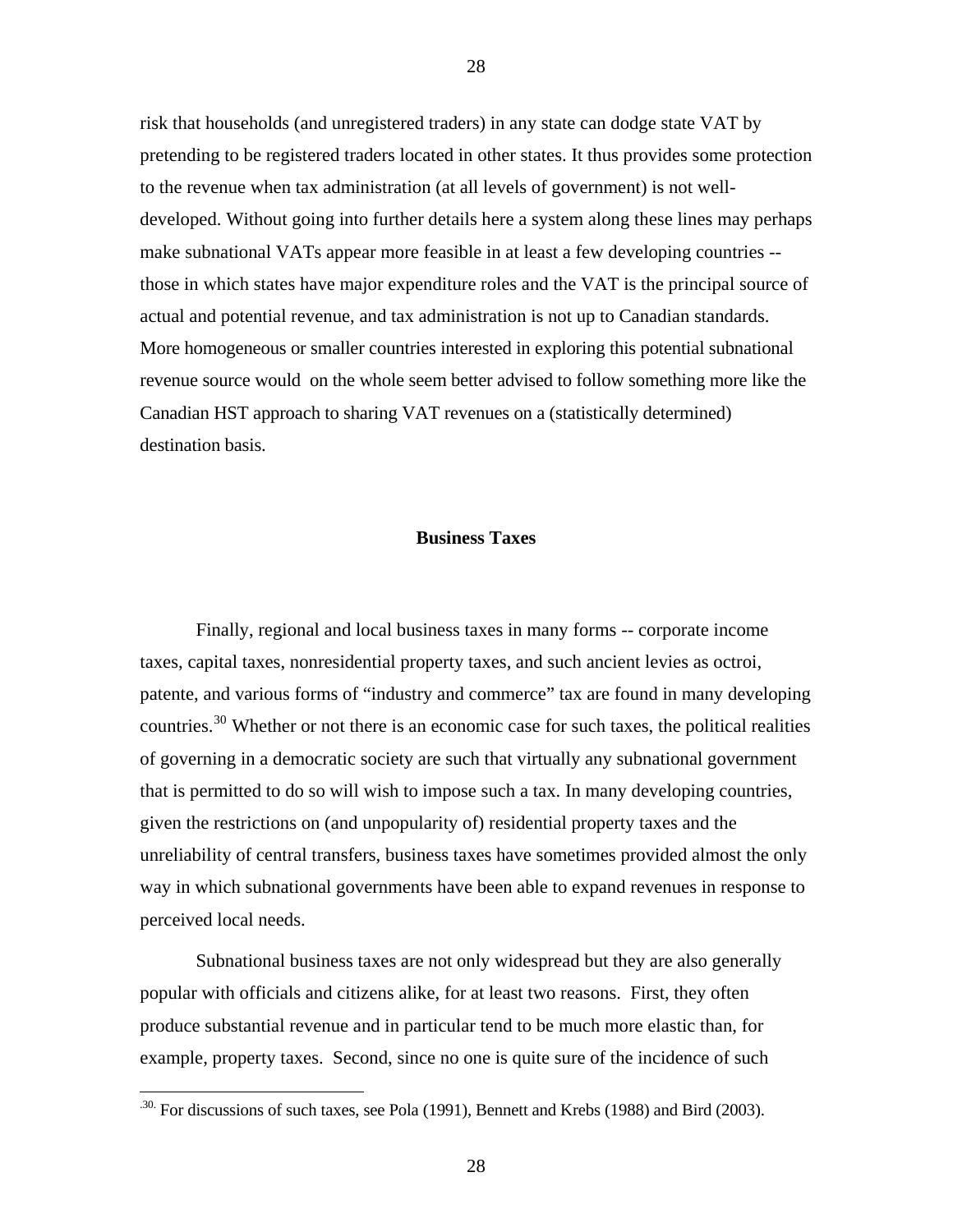risk that households (and unregistered traders) in any state can dodge state VAT by pretending to be registered traders located in other states. It thus provides some protection to the revenue when tax administration (at all levels of government) is not well-developed. Without going into further details here a system along these lines may perhaps make subnational VATs appear more feasible in at least a few developing countries -- those in which states have major expenditure roles and the VAT is the principal source of actual and potential revenue, and tax administration is not up to Canadian standards. More homogeneous or smaller countries interested in exploring this potential subnational revenue source would on the whole seem better advised to follow something more like the Canadian HST approach to sharing VAT revenues on a (statistically determined) destination basis.

## Business Taxes

Finally, regional and local business taxes in many forms -- corporate income taxes, capital taxes, nonresidential property taxes, and such ancient levies as octroi, patente, and various forms of "industry and commerce" tax are found in many developing countries.[30] Whether or not there is an economic case for such taxes, the political realities of governing in a democratic society are such that virtually any subnational government that is permitted to do so will wish to impose such a tax. In many developing countries, given the restrictions on (and unpopularity of) residential property taxes and the unreliability of central transfers, business taxes have sometimes provided almost the only way in which subnational governments have been able to expand revenues in response to perceived local needs.

Subnational business taxes are not only widespread but they are also generally popular with officials and citizens alike, for at least two reasons. First, they often produce substantial revenue and in particular tend to be much more elastic than, for example, property taxes. Second, since no one is quite sure of the incidence of such

---

[30] For discussions of such taxes, see Pola (1991), Bennett and Krebs (1988) and Bird (2003).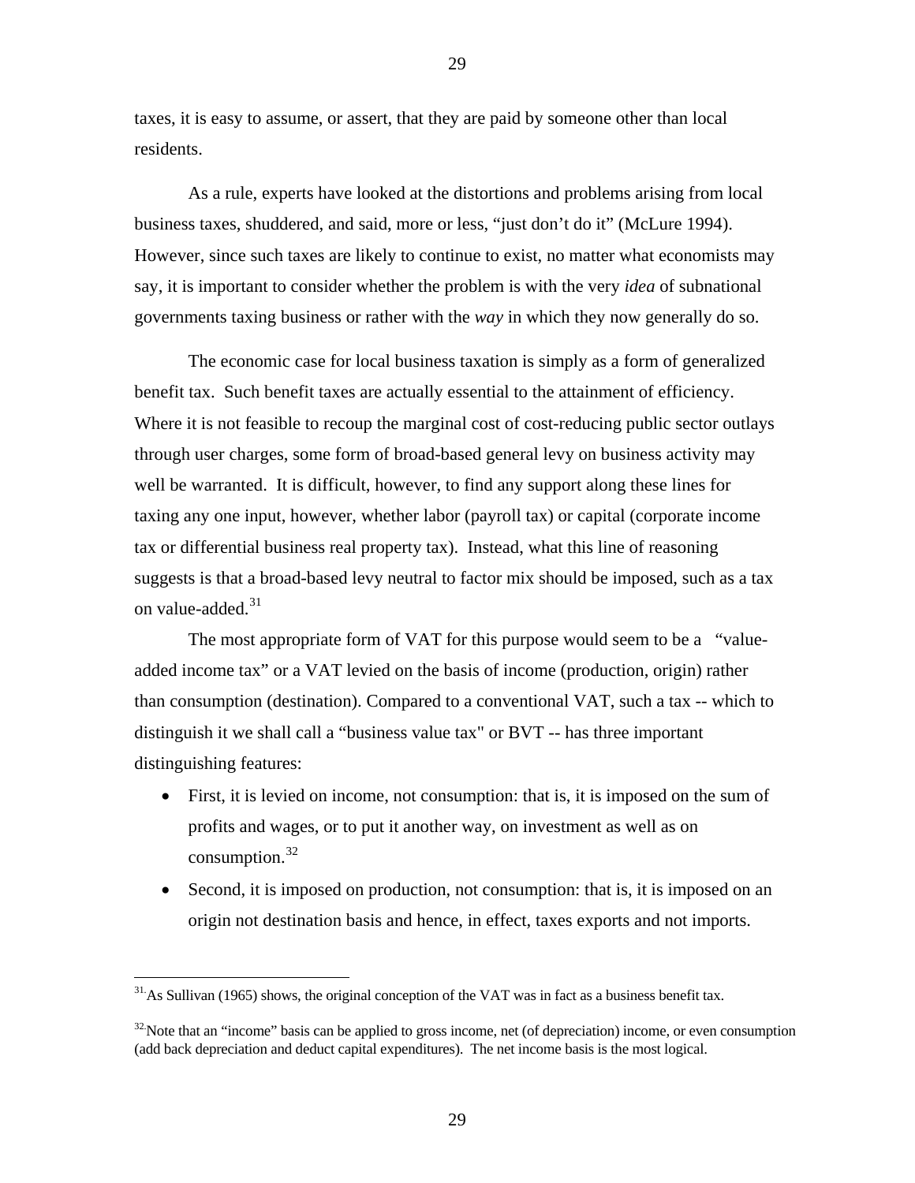taxes, it is easy to assume, or assert, that they are paid by someone other than local residents.

As a rule, experts have looked at the distortions and problems arising from local business taxes, shuddered, and said, more or less, "just don't do it" (McLure 1994). However, since such taxes are likely to continue to exist, no matter what economists may say, it is important to consider whether the problem is with the very *idea* of subnational governments taxing business or rather with the *way* in which they now generally do so.

The economic case for local business taxation is simply as a form of generalized benefit tax. Such benefit taxes are actually essential to the attainment of efficiency. Where it is not feasible to recoup the marginal cost of cost-reducing public sector outlays through user charges, some form of broad-based general levy on business activity may well be warranted. It is difficult, however, to find any support along these lines for taxing any one input, however, whether labor (payroll tax) or capital (corporate income tax or differential business real property tax). Instead, what this line of reasoning suggests is that a broad-based levy neutral to factor mix should be imposed, such as a tax on value-added.[31]

The most appropriate form of VAT for this purpose would seem to be a "value-added income tax" or a VAT levied on the basis of income (production, origin) rather than consumption (destination). Compared to a conventional VAT, such a tax -- which to distinguish it we shall call a "business value tax" or BVT -- has three important distinguishing features:

- First, it is levied on income, not consumption: that is, it is imposed on the sum of profits and wages, or to put it another way, on investment as well as on consumption.[32]
- Second, it is imposed on production, not consumption: that is, it is imposed on an origin not destination basis and hence, in effect, taxes exports and not imports.

---

[31] As Sullivan (1965) shows, the original conception of the VAT was in fact as a business benefit tax.

[32] Note that an "income" basis can be applied to gross income, net (of depreciation) income, or even consumption (add back depreciation and deduct capital expenditures). The net income basis is the most logical.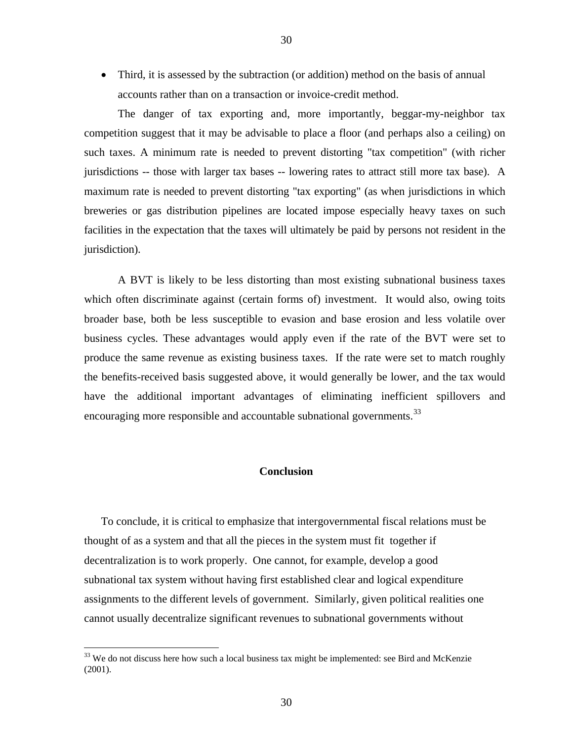- Third, it is assessed by the subtraction (or addition) method on the basis of annual accounts rather than on a transaction or invoice-credit method.

The danger of tax exporting and, more importantly, beggar-my-neighbor tax competition suggest that it may be advisable to place a floor (and perhaps also a ceiling) on such taxes. A minimum rate is needed to prevent distorting "tax competition" (with richer jurisdictions -- those with larger tax bases -- lowering rates to attract still more tax base). A maximum rate is needed to prevent distorting "tax exporting" (as when jurisdictions in which breweries or gas distribution pipelines are located impose especially heavy taxes on such facilities in the expectation that the taxes will ultimately be paid by persons not resident in the jurisdiction).

A BVT is likely to be less distorting than most existing subnational business taxes which often discriminate against (certain forms of) investment. It would also, owing toits broader base, both be less susceptible to evasion and base erosion and less volatile over business cycles. These advantages would apply even if the rate of the BVT were set to produce the same revenue as existing business taxes. If the rate were set to match roughly the benefits-received basis suggested above, it would generally be lower, and the tax would have the additional important advantages of eliminating inefficient spillovers and encouraging more responsible and accountable subnational governments.[33]

## Conclusion

To conclude, it is critical to emphasize that intergovernmental fiscal relations must be thought of as a system and that all the pieces in the system must fit together if decentralization is to work properly. One cannot, for example, develop a good subnational tax system without having first established clear and logical expenditure assignments to the different levels of government. Similarly, given political realities one cannot usually decentralize significant revenues to subnational governments without

[33] We do not discuss here how such a local business tax might be implemented: see Bird and McKenzie (2001).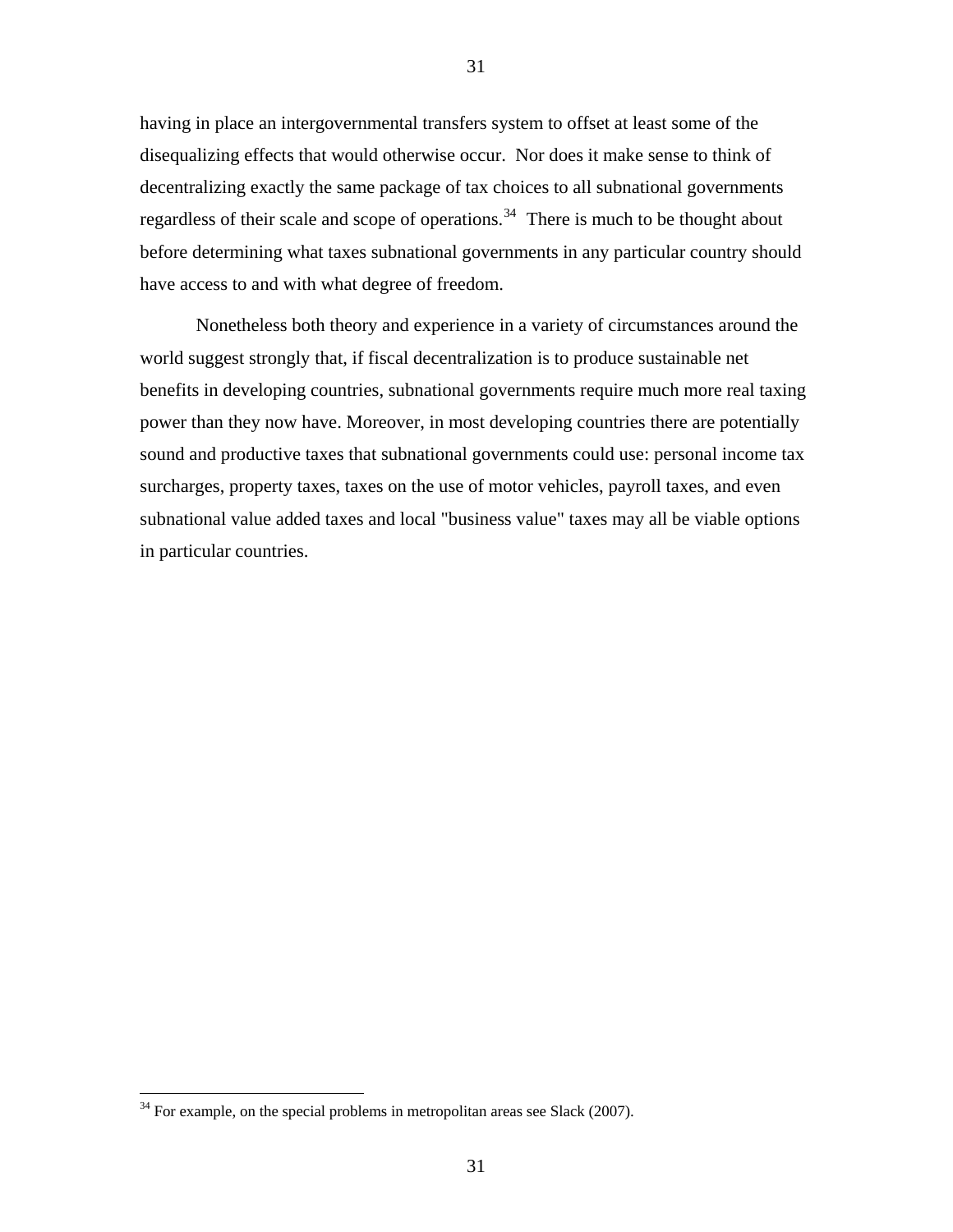having in place an intergovernmental transfers system to offset at least some of the disequalizing effects that would otherwise occur. Nor does it make sense to think of decentralizing exactly the same package of tax choices to all subnational governments regardless of their scale and scope of operations.[34] There is much to be thought about before determining what taxes subnational governments in any particular country should have access to and with what degree of freedom.

Nonetheless both theory and experience in a variety of circumstances around the world suggest strongly that, if fiscal decentralization is to produce sustainable net benefits in developing countries, subnational governments require much more real taxing power than they now have. Moreover, in most developing countries there are potentially sound and productive taxes that subnational governments could use: personal income tax surcharges, property taxes, taxes on the use of motor vehicles, payroll taxes, and even subnational value added taxes and local "business value" taxes may all be viable options in particular countries.

[34] For example, on the special problems in metropolitan areas see Slack (2007).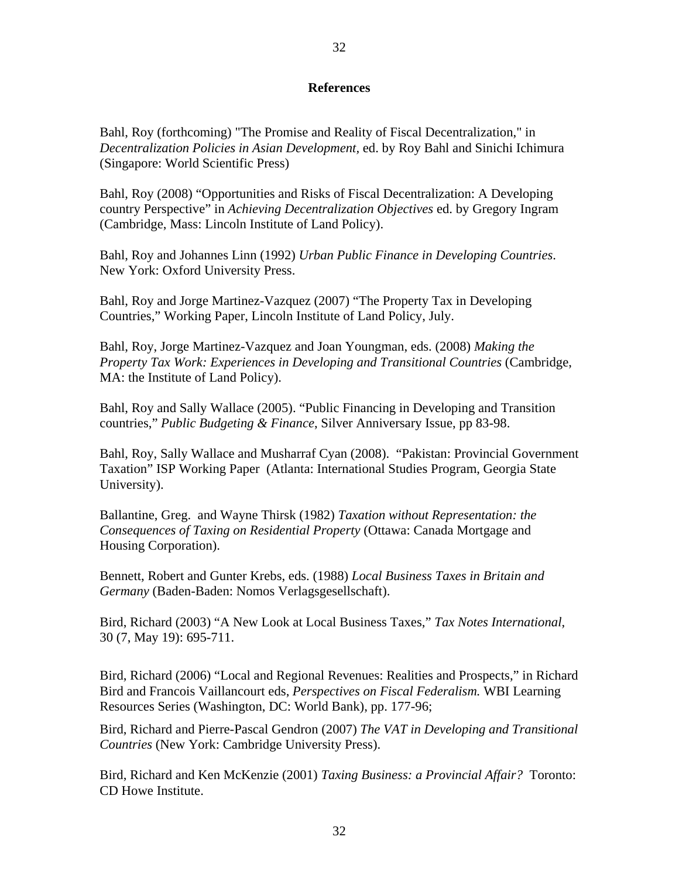## References

Bahl, Roy (forthcoming) "The Promise and Reality of Fiscal Decentralization," in *Decentralization Policies in Asian Development*, ed. by Roy Bahl and Sinichi Ichimura (Singapore: World Scientific Press)

Bahl, Roy (2008) "Opportunities and Risks of Fiscal Decentralization: A Developing country Perspective" in *Achieving Decentralization Objectives* ed. by Gregory Ingram (Cambridge, Mass: Lincoln Institute of Land Policy).

Bahl, Roy and Johannes Linn (1992) *Urban Public Finance in Developing Countries*. New York: Oxford University Press.

Bahl, Roy and Jorge Martinez-Vazquez (2007) "The Property Tax in Developing Countries," Working Paper, Lincoln Institute of Land Policy, July.

Bahl, Roy, Jorge Martinez-Vazquez and Joan Youngman, eds. (2008) *Making the Property Tax Work: Experiences in Developing and Transitional Countries* (Cambridge, MA: the Institute of Land Policy).

Bahl, Roy and Sally Wallace (2005). "Public Financing in Developing and Transition countries," *Public Budgeting & Finance*, Silver Anniversary Issue, pp 83-98.

Bahl, Roy, Sally Wallace and Musharraf Cyan (2008). "Pakistan: Provincial Government Taxation" ISP Working Paper (Atlanta: International Studies Program, Georgia State University).

Ballantine, Greg. and Wayne Thirsk (1982) *Taxation without Representation: the Consequences of Taxing on Residential Property* (Ottawa: Canada Mortgage and Housing Corporation).

Bennett, Robert and Gunter Krebs, eds. (1988) *Local Business Taxes in Britain and Germany* (Baden-Baden: Nomos Verlagsgesellschaft).

Bird, Richard (2003) "A New Look at Local Business Taxes," *Tax Notes International*, 30 (7, May 19): 695-711.

Bird, Richard (2006) "Local and Regional Revenues: Realities and Prospects," in Richard Bird and Francois Vaillancourt eds, *Perspectives on Fiscal Federalism.* WBI Learning Resources Series (Washington, DC: World Bank), pp. 177-96;

Bird, Richard and Pierre-Pascal Gendron (2007) *The VAT in Developing and Transitional Countries* (New York: Cambridge University Press).

Bird, Richard and Ken McKenzie (2001) *Taxing Business: a Provincial Affair?* Toronto: CD Howe Institute.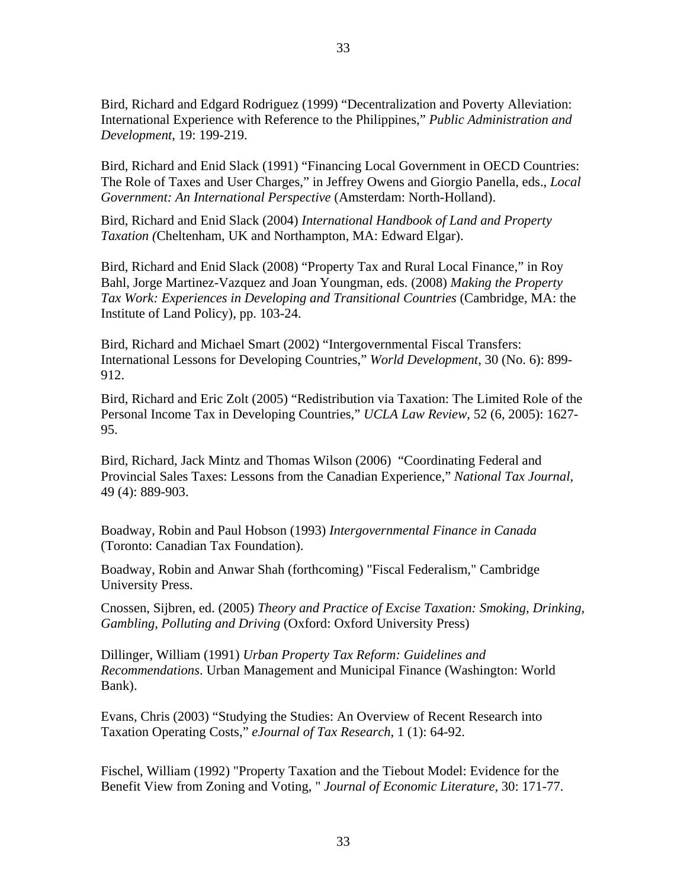Bird, Richard and Edgard Rodriguez (1999) “Decentralization and Poverty Alleviation: International Experience with Reference to the Philippines,” *Public Administration and Development*, 19: 199-219.

Bird, Richard and Enid Slack (1991) “Financing Local Government in OECD Countries: The Role of Taxes and User Charges,” in Jeffrey Owens and Giorgio Panella, eds., *Local Government: An International Perspective* (Amsterdam: North-Holland).

Bird, Richard and Enid Slack (2004) *International Handbook of Land and Property Taxation (*Cheltenham, UK and Northampton, MA: Edward Elgar).

Bird, Richard and Enid Slack (2008) “Property Tax and Rural Local Finance,” in Roy Bahl, Jorge Martinez-Vazquez and Joan Youngman, eds. (2008) *Making the Property Tax Work: Experiences in Developing and Transitional Countries* (Cambridge, MA: the Institute of Land Policy), pp. 103-24.

Bird, Richard and Michael Smart (2002) “Intergovernmental Fiscal Transfers: International Lessons for Developing Countries,” *World Development*, 30 (No. 6): 899-912.

Bird, Richard and Eric Zolt (2005) “Redistribution via Taxation: The Limited Role of the Personal Income Tax in Developing Countries,” *UCLA Law Review*, 52 (6, 2005): 1627-95.

Bird, Richard, Jack Mintz and Thomas Wilson (2006) “Coordinating Federal and Provincial Sales Taxes: Lessons from the Canadian Experience,” *National Tax Journal*, 49 (4): 889-903.

Boadway, Robin and Paul Hobson (1993) *Intergovernmental Finance in Canada* (Toronto: Canadian Tax Foundation).

Boadway, Robin and Anwar Shah (forthcoming) "Fiscal Federalism," Cambridge University Press.

Cnossen, Sijbren, ed. (2005) *Theory and Practice of Excise Taxation: Smoking, Drinking, Gambling, Polluting and Driving* (Oxford: Oxford University Press)

Dillinger, William (1991) *Urban Property Tax Reform: Guidelines and Recommendations*. Urban Management and Municipal Finance (Washington: World Bank).

Evans, Chris (2003) “Studying the Studies: An Overview of Recent Research into Taxation Operating Costs,” *eJournal of Tax Research*, 1 (1): 64-92.

Fischel, William (1992) "Property Taxation and the Tiebout Model: Evidence for the Benefit View from Zoning and Voting, " *Journal of Economic Literature*, 30: 171-77.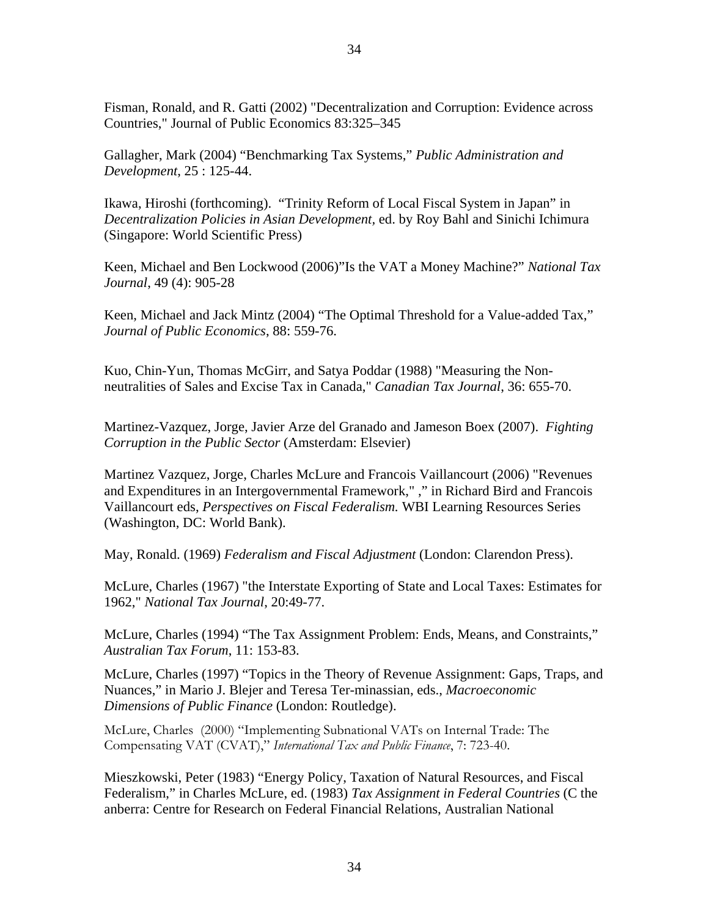Fisman, Ronald, and R. Gatti (2002) "Decentralization and Corruption: Evidence across Countries," Journal of Public Economics 83:325–345

Gallagher, Mark (2004) "Benchmarking Tax Systems," *Public Administration and Development*, 25 : 125-44.

Ikawa, Hiroshi (forthcoming). "Trinity Reform of Local Fiscal System in Japan" in *Decentralization Policies in Asian Development,* ed. by Roy Bahl and Sinichi Ichimura (Singapore: World Scientific Press)

Keen, Michael and Ben Lockwood (2006)"Is the VAT a Money Machine?" *National Tax Journal*, 49 (4): 905-28

Keen, Michael and Jack Mintz (2004) "The Optimal Threshold for a Value-added Tax," *Journal of Public Economics*, 88: 559-76.

Kuo, Chin-Yun, Thomas McGirr, and Satya Poddar (1988) "Measuring the Non-neutralities of Sales and Excise Tax in Canada," *Canadian Tax Journal*, 36: 655-70.

Martinez-Vazquez, Jorge, Javier Arze del Granado and Jameson Boex (2007). *Fighting Corruption in the Public Sector* (Amsterdam: Elsevier)

Martinez Vazquez, Jorge, Charles McLure and Francois Vaillancourt (2006) "Revenues and Expenditures in an Intergovernmental Framework," ," in Richard Bird and Francois Vaillancourt eds, *Perspectives on Fiscal Federalism.* WBI Learning Resources Series (Washington, DC: World Bank).

May, Ronald. (1969) *Federalism and Fiscal Adjustment* (London: Clarendon Press).

McLure, Charles (1967) "the Interstate Exporting of State and Local Taxes: Estimates for 1962," *National Tax Journal*, 20:49-77.

McLure, Charles (1994) "The Tax Assignment Problem: Ends, Means, and Constraints," *Australian Tax Forum*, 11: 153-83.

McLure, Charles (1997) "Topics in the Theory of Revenue Assignment: Gaps, Traps, and Nuances," in Mario J. Blejer and Teresa Ter-minassian, eds., *Macroeconomic Dimensions of Public Finance* (London: Routledge).

McLure, Charles (2000) "Implementing Subnational VATs on Internal Trade: The Compensating VAT (CVAT)," *International Tax and Public Finance*, 7: 723-40.

Mieszkowski, Peter (1983) "Energy Policy, Taxation of Natural Resources, and Fiscal Federalism," in Charles McLure, ed. (1983) *Tax Assignment in Federal Countries* (C the anberra: Centre for Research on Federal Financial Relations, Australian National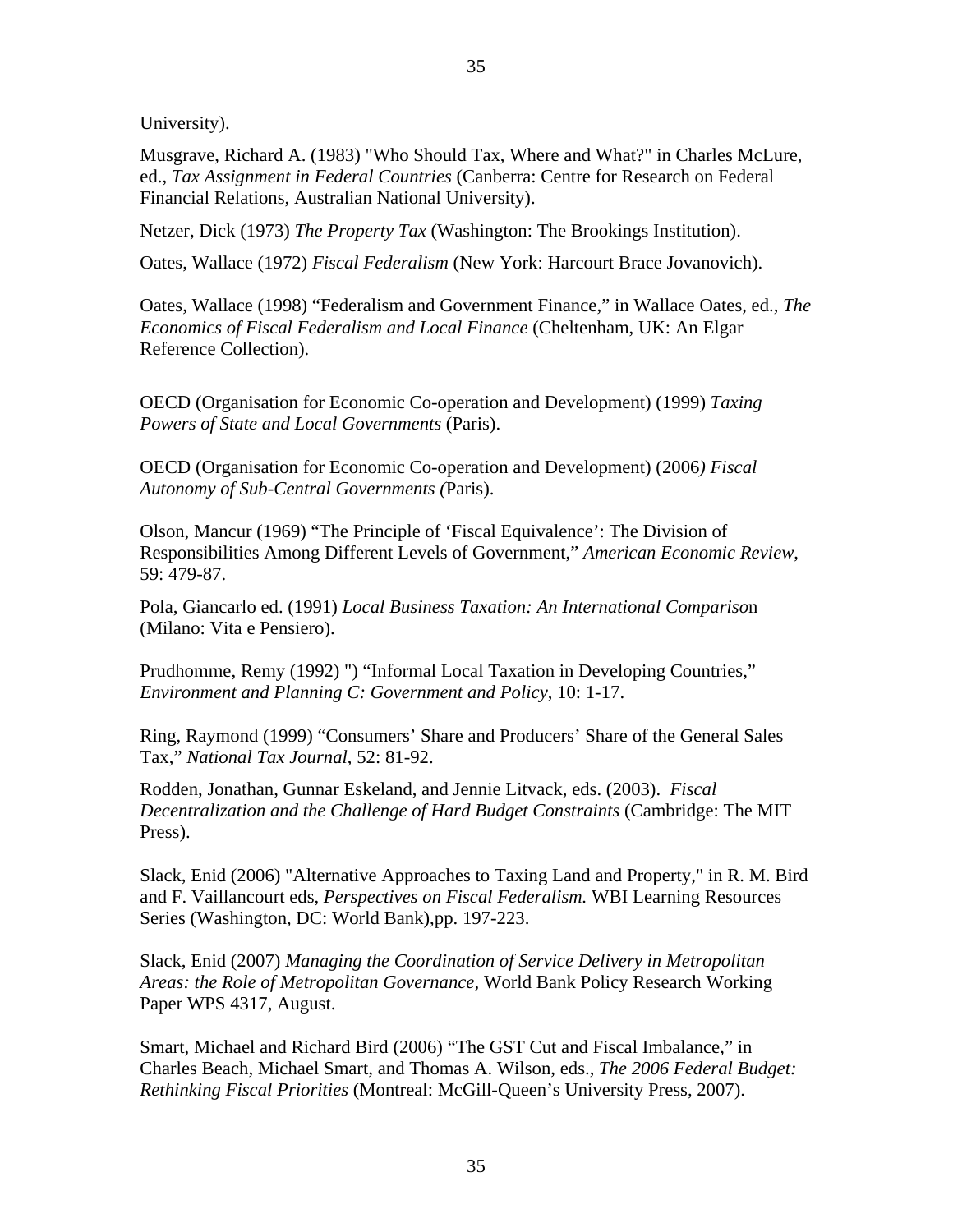University).

Musgrave, Richard A. (1983) "Who Should Tax, Where and What?" in Charles McLure, ed., *Tax Assignment in Federal Countries* (Canberra: Centre for Research on Federal Financial Relations, Australian National University).

Netzer, Dick (1973) *The Property Tax* (Washington: The Brookings Institution).

Oates, Wallace (1972) *Fiscal Federalism* (New York: Harcourt Brace Jovanovich).

Oates, Wallace (1998) "Federalism and Government Finance," in Wallace Oates, ed., *The Economics of Fiscal Federalism and Local Finance* (Cheltenham, UK: An Elgar Reference Collection).

OECD (Organisation for Economic Co-operation and Development) (1999) *Taxing Powers of State and Local Governments* (Paris).

OECD (Organisation for Economic Co-operation and Development) (2006*) Fiscal Autonomy of Sub-Central Governments (*Paris).

Olson, Mancur (1969) "The Principle of 'Fiscal Equivalence': The Division of Responsibilities Among Different Levels of Government," *American Economic Review*, 59: 479-87.

Pola, Giancarlo ed. (1991) *Local Business Taxation: An International Compariso*n (Milano: Vita e Pensiero).

Prudhomme, Remy (1992) ") "Informal Local Taxation in Developing Countries," *Environment and Planning C: Government and Policy*, 10: 1-17.

Ring, Raymond (1999) "Consumers' Share and Producers' Share of the General Sales Tax," *National Tax Journal*, 52: 81-92.

Rodden, Jonathan, Gunnar Eskeland, and Jennie Litvack, eds. (2003). *Fiscal Decentralization and the Challenge of Hard Budget Constraints* (Cambridge: The MIT Press).

Slack, Enid (2006) "Alternative Approaches to Taxing Land and Property," in R. M. Bird and F. Vaillancourt eds, *Perspectives on Fiscal Federalism.* WBI Learning Resources Series (Washington, DC: World Bank),pp. 197-223.

Slack, Enid (2007) *Managing the Coordination of Service Delivery in Metropolitan Areas: the Role of Metropolitan Governance,* World Bank Policy Research Working Paper WPS 4317, August.

Smart, Michael and Richard Bird (2006) "The GST Cut and Fiscal Imbalance," in Charles Beach, Michael Smart, and Thomas A. Wilson, eds., *The 2006 Federal Budget: Rethinking Fiscal Priorities* (Montreal: McGill-Queen's University Press, 2007).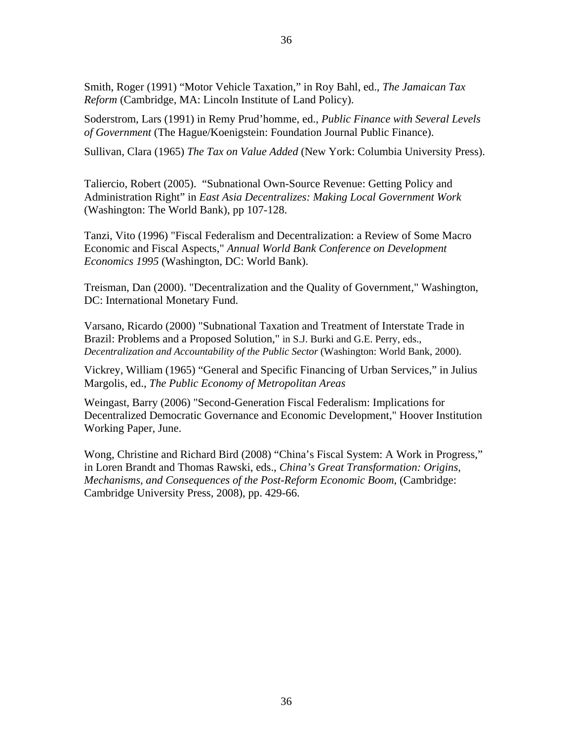Smith, Roger (1991) “Motor Vehicle Taxation,” in Roy Bahl, ed., *The Jamaican Tax Reform* (Cambridge, MA: Lincoln Institute of Land Policy).

Soderstrom, Lars (1991) in Remy Prud’homme, ed., *Public Finance with Several Levels of Government* (The Hague/Koenigstein: Foundation Journal Public Finance).

Sullivan, Clara (1965) *The Tax on Value Added* (New York: Columbia University Press).

Taliercio, Robert (2005). “Subnational Own-Source Revenue: Getting Policy and Administration Right” in *East Asia Decentralizes: Making Local Government Work* (Washington: The World Bank), pp 107-128.

Tanzi, Vito (1996) "Fiscal Federalism and Decentralization: a Review of Some Macro Economic and Fiscal Aspects," *Annual World Bank Conference on Development Economics 1995* (Washington, DC: World Bank).

Treisman, Dan (2000). "Decentralization and the Quality of Government," Washington, DC: International Monetary Fund.

Varsano, Ricardo (2000) "Subnational Taxation and Treatment of Interstate Trade in Brazil: Problems and a Proposed Solution," in S.J. Burki and G.E. Perry, eds., *Decentralization and Accountability of the Public Sector* (Washington: World Bank, 2000).

Vickrey, William (1965) “General and Specific Financing of Urban Services,” in Julius Margolis, ed., *The Public Economy of Metropolitan Areas*

Weingast, Barry (2006) "Second-Generation Fiscal Federalism: Implications for Decentralized Democratic Governance and Economic Development," Hoover Institution Working Paper, June.

Wong, Christine and Richard Bird (2008) “China’s Fiscal System: A Work in Progress,” in Loren Brandt and Thomas Rawski, eds., *China’s Great Transformation: Origins, Mechanisms, and Consequences of the Post-Reform Economic Boom*, (Cambridge: Cambridge University Press, 2008), pp. 429-66.